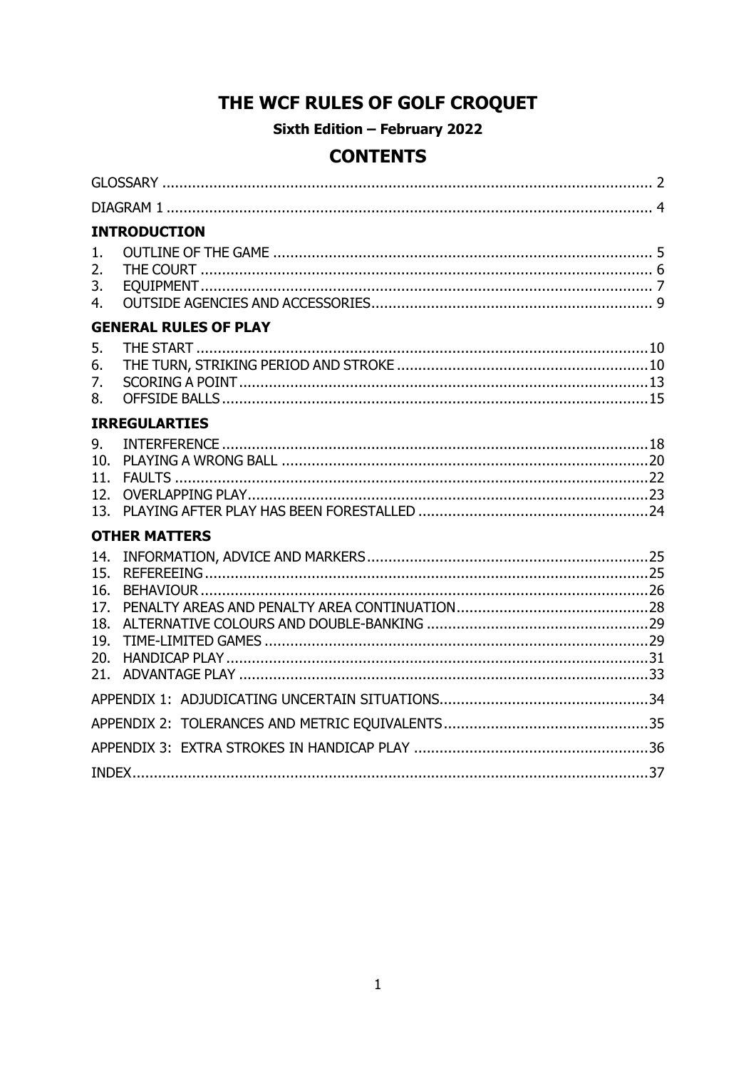# THE WCF RULES OF GOLF CROQUET

**Sixth Edition – February 2022**

## CONTENTS

GLOSSARY ..................................................................................................... 2

DIAGRAM 1 .................................................................................................. 4

**INTRODUCTION**

1. OUTLINE OF THE GAME ........................................................................ 5
2. THE COURT ........................................................................................... 6
3. EQUIPMENT ........................................................................................... 7
4. OUTSIDE AGENCIES AND ACCESSORIES ................................................. 9

**GENERAL RULES OF PLAY**

5. THE START .......................................................................................... 10
6. THE TURN, STRIKING PERIOD AND STROKE ........................................... 10
7. SCORING A POINT ................................................................................ 13
8. OFFSIDE BALLS .................................................................................... 15

**IRREGULARTIES**

9. INTERFERENCE ..................................................................................... 18
10. PLAYING A WRONG BALL ..................................................................... 20
11. FAULTS ............................................................................................... 22
12. OVERLAPPING PLAY ............................................................................. 23
13. PLAYING AFTER PLAY HAS BEEN FORESTALLED ...................................... 24

**OTHER MATTERS**

14. INFORMATION, ADVICE AND MARKERS .................................................. 25
15. REFEREEING ........................................................................................ 25
16. BEHAVIOUR ......................................................................................... 26
17. PENALTY AREAS AND PENALTY AREA CONTINUATION ............................. 28
18. ALTERNATIVE COLOURS AND DOUBLE-BANKING ..................................... 29
19. TIME-LIMITED GAMES .......................................................................... 29
20. HANDICAP PLAY ................................................................................... 31
21. ADVANTAGE PLAY ................................................................................ 33

APPENDIX 1: ADJUDICATING UNCERTAIN SITUATIONS ................................. 34

APPENDIX 2: TOLERANCES AND METRIC EQUIVALENTS ................................. 35

APPENDIX 3: EXTRA STROKES IN HANDICAP PLAY ....................................... 36

INDEX ......................................................................................................... 37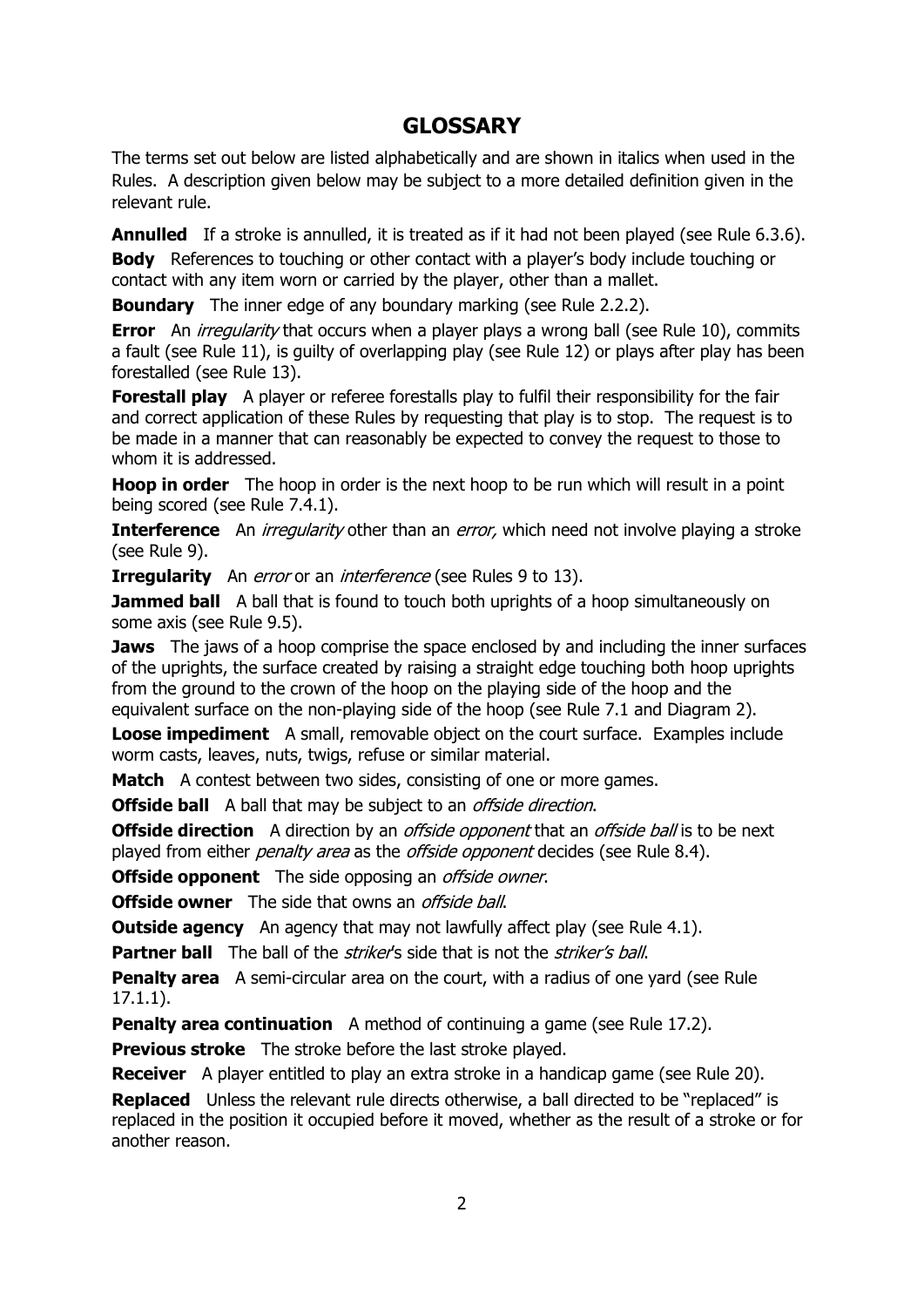## GLOSSARY

The terms set out below are listed alphabetically and are shown in italics when used in the Rules. A description given below may be subject to a more detailed definition given in the relevant rule.

**Annulled** If a stroke is annulled, it is treated as if it had not been played (see Rule 6.3.6).

**Body** References to touching or other contact with a player's body include touching or contact with any item worn or carried by the player, other than a mallet.

**Boundary** The inner edge of any boundary marking (see Rule 2.2.2).

**Error** An *irregularity* that occurs when a player plays a wrong ball (see Rule 10), commits a fault (see Rule 11), is guilty of overlapping play (see Rule 12) or plays after play has been forestalled (see Rule 13).

**Forestall play** A player or referee forestalls play to fulfil their responsibility for the fair and correct application of these Rules by requesting that play is to stop. The request is to be made in a manner that can reasonably be expected to convey the request to those to whom it is addressed.

**Hoop in order** The hoop in order is the next hoop to be run which will result in a point being scored (see Rule 7.4.1).

**Interference** An *irregularity* other than an *error,* which need not involve playing a stroke (see Rule 9).

**Irregularity** An *error* or an *interference* (see Rules 9 to 13).

**Jammed ball** A ball that is found to touch both uprights of a hoop simultaneously on some axis (see Rule 9.5).

**Jaws** The jaws of a hoop comprise the space enclosed by and including the inner surfaces of the uprights, the surface created by raising a straight edge touching both hoop uprights from the ground to the crown of the hoop on the playing side of the hoop and the equivalent surface on the non-playing side of the hoop (see Rule 7.1 and Diagram 2).

**Loose impediment** A small, removable object on the court surface. Examples include worm casts, leaves, nuts, twigs, refuse or similar material.

**Match** A contest between two sides, consisting of one or more games.

**Offside ball** A ball that may be subject to an *offside direction*.

**Offside direction** A direction by an *offside opponent* that an *offside ball* is to be next played from either *penalty area* as the *offside opponent* decides (see Rule 8.4).

**Offside opponent** The side opposing an *offside owner*.

**Offside owner** The side that owns an *offside ball*.

**Outside agency** An agency that may not lawfully affect play (see Rule 4.1).

**Partner ball** The ball of the *striker*'s side that is not the *striker's ball*.

**Penalty area** A semi-circular area on the court, with a radius of one yard (see Rule 17.1.1).

**Penalty area continuation** A method of continuing a game (see Rule 17.2).

**Previous stroke** The stroke before the last stroke played.

**Receiver** A player entitled to play an extra stroke in a handicap game (see Rule 20).

**Replaced** Unless the relevant rule directs otherwise, a ball directed to be "replaced" is replaced in the position it occupied before it moved, whether as the result of a stroke or for another reason.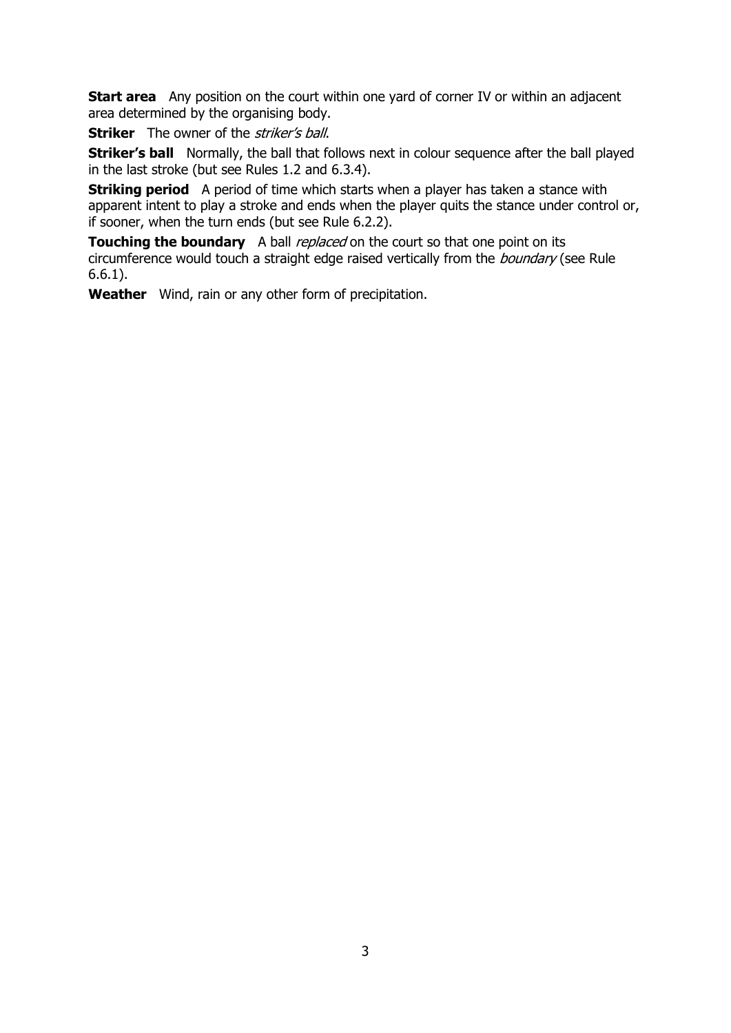**Start area** Any position on the court within one yard of corner IV or within an adjacent area determined by the organising body.

**Striker** The owner of the *striker's ball*.

**Striker's ball** Normally, the ball that follows next in colour sequence after the ball played in the last stroke (but see Rules 1.2 and 6.3.4).

**Striking period** A period of time which starts when a player has taken a stance with apparent intent to play a stroke and ends when the player quits the stance under control or, if sooner, when the turn ends (but see Rule 6.2.2).

**Touching the boundary** A ball *replaced* on the court so that one point on its circumference would touch a straight edge raised vertically from the *boundary* (see Rule 6.6.1).

**Weather** Wind, rain or any other form of precipitation.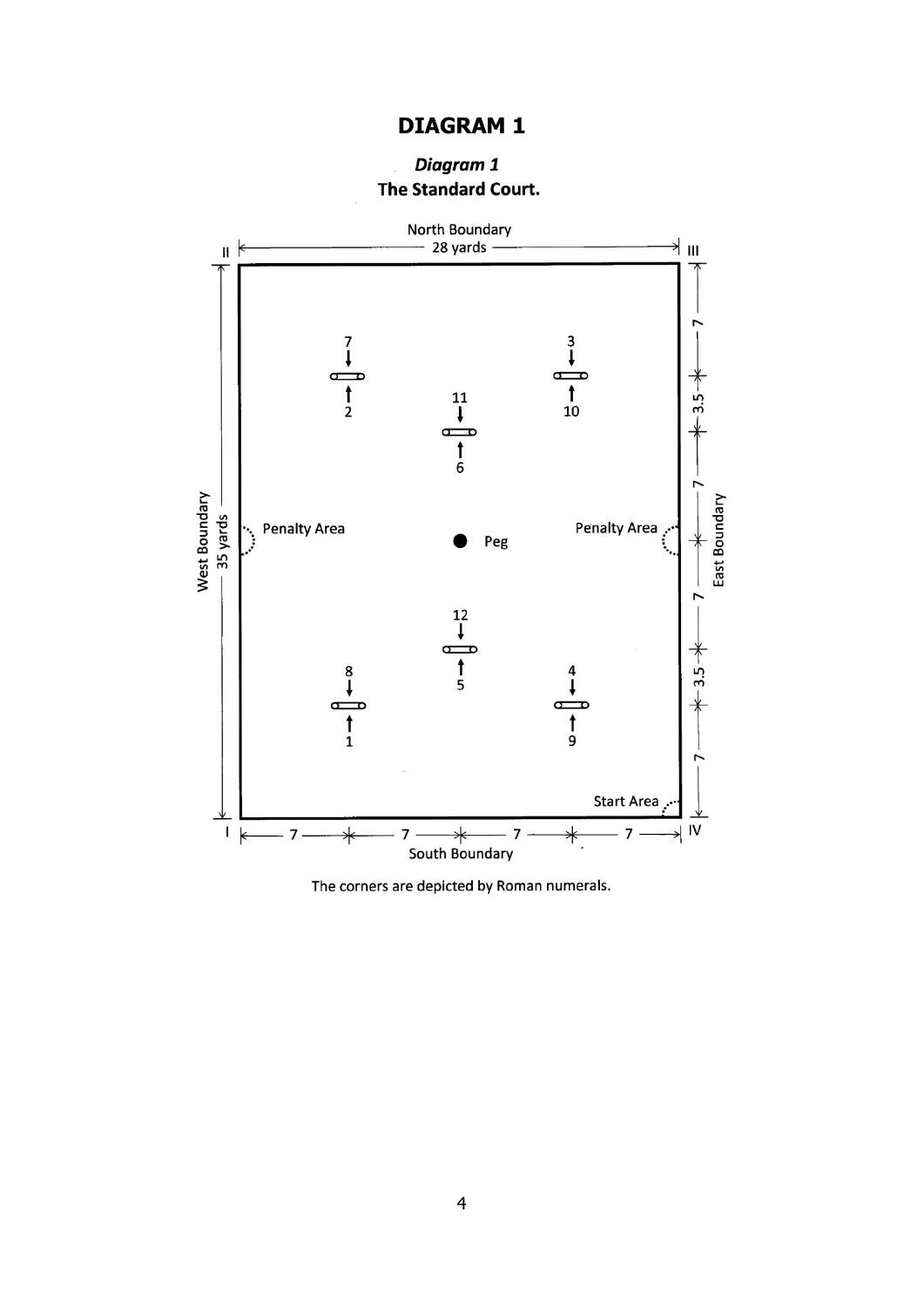# DIAGRAM 1

***Diagram 1***

**The Standard Court.**

North Boundary

28 yards

West Boundary — 35 yards

East Boundary

Penalty Area

Penalty Area

Peg

Start Area

South Boundary

7 — 7 — 7 — 7

7 — 3.5 — 7 — 7 — 3.5 — 7

I II III IV

The corners are depicted by Roman numerals.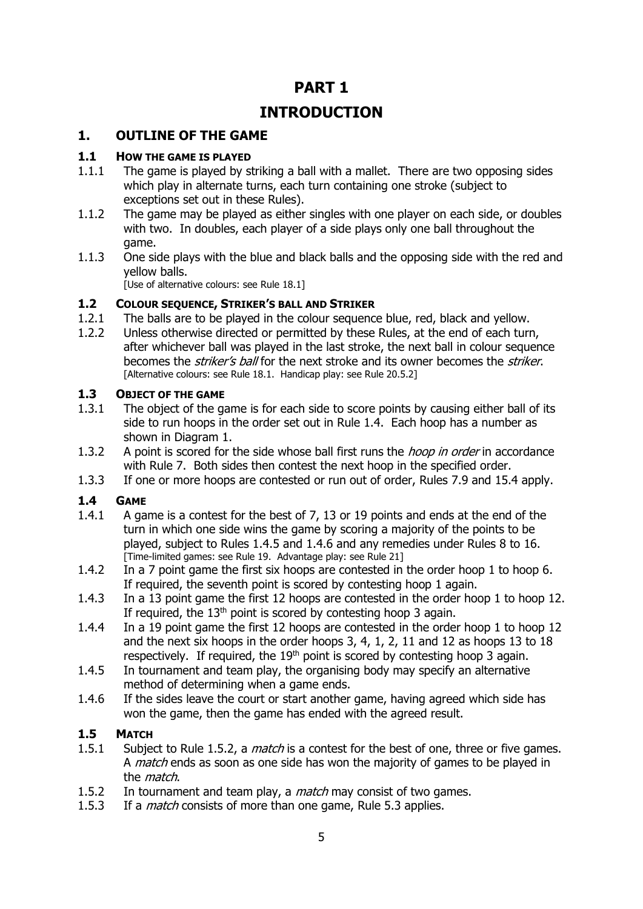# PART 1

# INTRODUCTION

## 1. OUTLINE OF THE GAME

### 1.1 HOW THE GAME IS PLAYED

1.1.1 The game is played by striking a ball with a mallet. There are two opposing sides which play in alternate turns, each turn containing one stroke (subject to exceptions set out in these Rules).

1.1.2 The game may be played as either singles with one player on each side, or doubles with two. In doubles, each player of a side plays only one ball throughout the game.

1.1.3 One side plays with the blue and black balls and the opposing side with the red and yellow balls.
[Use of alternative colours: see Rule 18.1]

### 1.2 COLOUR SEQUENCE, STRIKER'S BALL AND STRIKER

1.2.1 The balls are to be played in the colour sequence blue, red, black and yellow.

1.2.2 Unless otherwise directed or permitted by these Rules, at the end of each turn, after whichever ball was played in the last stroke, the next ball in colour sequence becomes the *striker's ball* for the next stroke and its owner becomes the *striker*.
[Alternative colours: see Rule 18.1. Handicap play: see Rule 20.5.2]

### 1.3 OBJECT OF THE GAME

1.3.1 The object of the game is for each side to score points by causing either ball of its side to run hoops in the order set out in Rule 1.4. Each hoop has a number as shown in Diagram 1.

1.3.2 A point is scored for the side whose ball first runs the *hoop in order* in accordance with Rule 7. Both sides then contest the next hoop in the specified order.

1.3.3 If one or more hoops are contested or run out of order, Rules 7.9 and 15.4 apply.

### 1.4 GAME

1.4.1 A game is a contest for the best of 7, 13 or 19 points and ends at the end of the turn in which one side wins the game by scoring a majority of the points to be played, subject to Rules 1.4.5 and 1.4.6 and any remedies under Rules 8 to 16.
[Time-limited games: see Rule 19. Advantage play: see Rule 21]

1.4.2 In a 7 point game the first six hoops are contested in the order hoop 1 to hoop 6. If required, the seventh point is scored by contesting hoop 1 again.

1.4.3 In a 13 point game the first 12 hoops are contested in the order hoop 1 to hoop 12. If required, the 13th point is scored by contesting hoop 3 again.

1.4.4 In a 19 point game the first 12 hoops are contested in the order hoop 1 to hoop 12 and the next six hoops in the order hoops 3, 4, 1, 2, 11 and 12 as hoops 13 to 18 respectively. If required, the 19th point is scored by contesting hoop 3 again.

1.4.5 In tournament and team play, the organising body may specify an alternative method of determining when a game ends.

1.4.6 If the sides leave the court or start another game, having agreed which side has won the game, then the game has ended with the agreed result.

### 1.5 MATCH

1.5.1 Subject to Rule 1.5.2, a *match* is a contest for the best of one, three or five games. A *match* ends as soon as one side has won the majority of games to be played in the *match*.

1.5.2 In tournament and team play, a *match* may consist of two games.

1.5.3 If a *match* consists of more than one game, Rule 5.3 applies.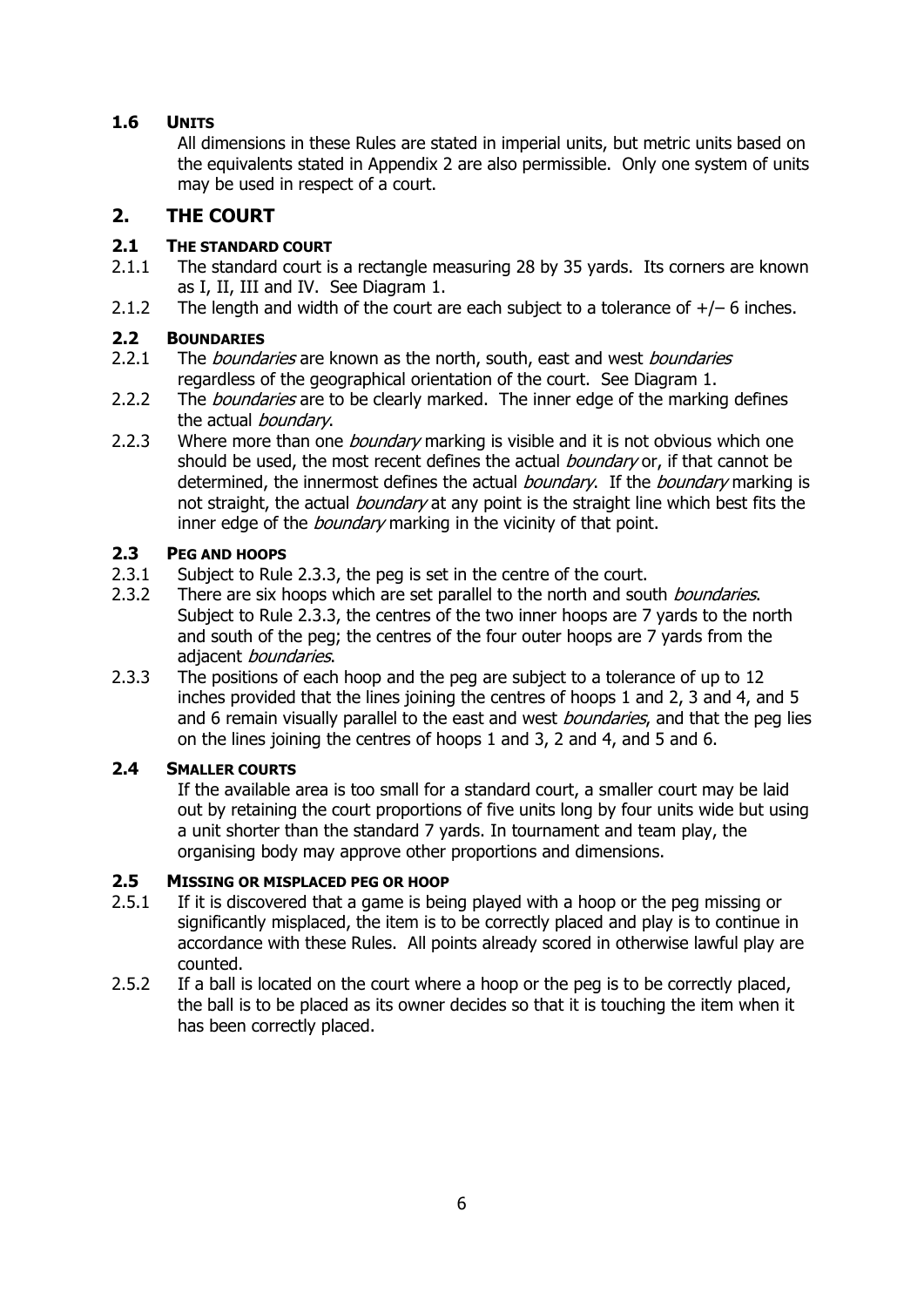### 1.6 UNITS

All dimensions in these Rules are stated in imperial units, but metric units based on the equivalents stated in Appendix 2 are also permissible. Only one system of units may be used in respect of a court.

## 2. THE COURT

### 2.1 THE STANDARD COURT

2.1.1 The standard court is a rectangle measuring 28 by 35 yards. Its corners are known as I, II, III and IV. See Diagram 1.

2.1.2 The length and width of the court are each subject to a tolerance of +/– 6 inches.

### 2.2 BOUNDARIES

2.2.1 The *boundaries* are known as the north, south, east and west *boundaries* regardless of the geographical orientation of the court. See Diagram 1.

2.2.2 The *boundaries* are to be clearly marked. The inner edge of the marking defines the actual *boundary*.

2.2.3 Where more than one *boundary* marking is visible and it is not obvious which one should be used, the most recent defines the actual *boundary* or, if that cannot be determined, the innermost defines the actual *boundary*. If the *boundary* marking is not straight, the actual *boundary* at any point is the straight line which best fits the inner edge of the *boundary* marking in the vicinity of that point.

### 2.3 PEG AND HOOPS

2.3.1 Subject to Rule 2.3.3, the peg is set in the centre of the court.

2.3.2 There are six hoops which are set parallel to the north and south *boundaries*. Subject to Rule 2.3.3, the centres of the two inner hoops are 7 yards to the north and south of the peg; the centres of the four outer hoops are 7 yards from the adjacent *boundaries*.

2.3.3 The positions of each hoop and the peg are subject to a tolerance of up to 12 inches provided that the lines joining the centres of hoops 1 and 2, 3 and 4, and 5 and 6 remain visually parallel to the east and west *boundaries*, and that the peg lies on the lines joining the centres of hoops 1 and 3, 2 and 4, and 5 and 6.

### 2.4 SMALLER COURTS

If the available area is too small for a standard court, a smaller court may be laid out by retaining the court proportions of five units long by four units wide but using a unit shorter than the standard 7 yards. In tournament and team play, the organising body may approve other proportions and dimensions.

### 2.5 MISSING OR MISPLACED PEG OR HOOP

2.5.1 If it is discovered that a game is being played with a hoop or the peg missing or significantly misplaced, the item is to be correctly placed and play is to continue in accordance with these Rules. All points already scored in otherwise lawful play are counted.

2.5.2 If a ball is located on the court where a hoop or the peg is to be correctly placed, the ball is to be placed as its owner decides so that it is touching the item when it has been correctly placed.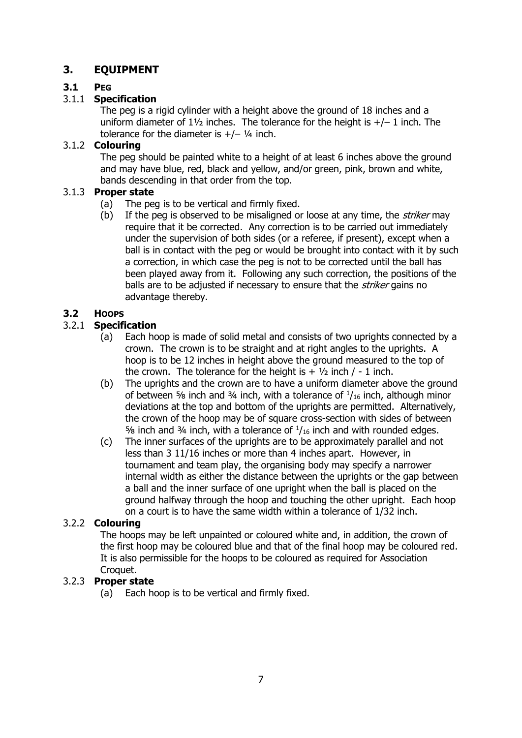## 3. EQUIPMENT

### 3.1 PEG

#### 3.1.1 Specification

The peg is a rigid cylinder with a height above the ground of 18 inches and a uniform diameter of 1½ inches. The tolerance for the height is +/– 1 inch. The tolerance for the diameter is +/– ¼ inch.

#### 3.1.2 Colouring

The peg should be painted white to a height of at least 6 inches above the ground and may have blue, red, black and yellow, and/or green, pink, brown and white, bands descending in that order from the top.

#### 3.1.3 Proper state

(a) The peg is to be vertical and firmly fixed.

(b) If the peg is observed to be misaligned or loose at any time, the *striker* may require that it be corrected. Any correction is to be carried out immediately under the supervision of both sides (or a referee, if present), except when a ball is in contact with the peg or would be brought into contact with it by such a correction, in which case the peg is not to be corrected until the ball has been played away from it. Following any such correction, the positions of the balls are to be adjusted if necessary to ensure that the *striker* gains no advantage thereby.

### 3.2 HOOPS

#### 3.2.1 Specification

(a) Each hoop is made of solid metal and consists of two uprights connected by a crown. The crown is to be straight and at right angles to the uprights. A hoop is to be 12 inches in height above the ground measured to the top of the crown. The tolerance for the height is + ½ inch / - 1 inch.

(b) The uprights and the crown are to have a uniform diameter above the ground of between ⅝ inch and ¾ inch, with a tolerance of $^1/_{16}$ inch, although minor deviations at the top and bottom of the uprights are permitted. Alternatively, the crown of the hoop may be of square cross-section with sides of between ⅝ inch and ¾ inch, with a tolerance of $^1/_{16}$ inch and with rounded edges.

(c) The inner surfaces of the uprights are to be approximately parallel and not less than 3 11/16 inches or more than 4 inches apart. However, in tournament and team play, the organising body may specify a narrower internal width as either the distance between the uprights or the gap between a ball and the inner surface of one upright when the ball is placed on the ground halfway through the hoop and touching the other upright. Each hoop on a court is to have the same width within a tolerance of 1/32 inch.

#### 3.2.2 Colouring

The hoops may be left unpainted or coloured white and, in addition, the crown of the first hoop may be coloured blue and that of the final hoop may be coloured red. It is also permissible for the hoops to be coloured as required for Association Croquet.

#### 3.2.3 Proper state

(a) Each hoop is to be vertical and firmly fixed.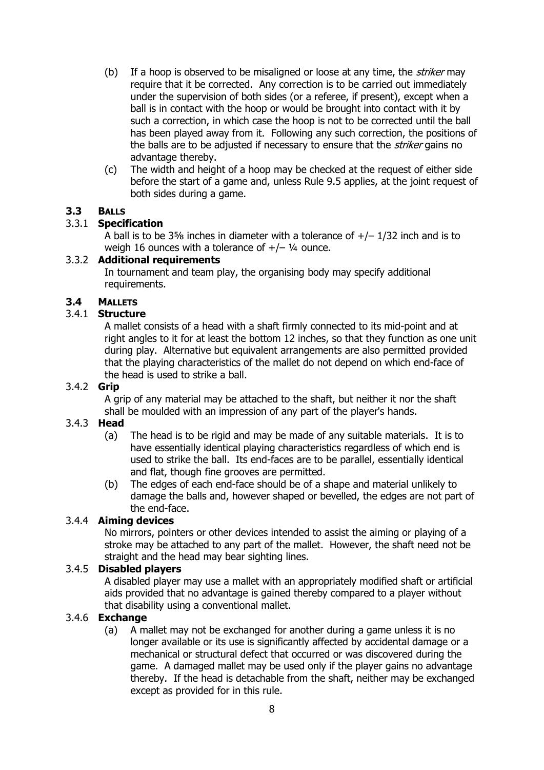(b) If a hoop is observed to be misaligned or loose at any time, the *striker* may require that it be corrected. Any correction is to be carried out immediately under the supervision of both sides (or a referee, if present), except when a ball is in contact with the hoop or would be brought into contact with it by such a correction, in which case the hoop is not to be corrected until the ball has been played away from it. Following any such correction, the positions of the balls are to be adjusted if necessary to ensure that the *striker* gains no advantage thereby.

(c) The width and height of a hoop may be checked at the request of either side before the start of a game and, unless Rule 9.5 applies, at the joint request of both sides during a game.

### 3.3 BALLS

#### 3.3.1 Specification

A ball is to be 3⅝ inches in diameter with a tolerance of +/– 1/32 inch and is to weigh 16 ounces with a tolerance of +/– ¼ ounce.

#### 3.3.2 Additional requirements

In tournament and team play, the organising body may specify additional requirements.

### 3.4 MALLETS

#### 3.4.1 Structure

A mallet consists of a head with a shaft firmly connected to its mid-point and at right angles to it for at least the bottom 12 inches, so that they function as one unit during play. Alternative but equivalent arrangements are also permitted provided that the playing characteristics of the mallet do not depend on which end-face of the head is used to strike a ball.

#### 3.4.2 Grip

A grip of any material may be attached to the shaft, but neither it nor the shaft shall be moulded with an impression of any part of the player's hands.

#### 3.4.3 Head

(a) The head is to be rigid and may be made of any suitable materials. It is to have essentially identical playing characteristics regardless of which end is used to strike the ball. Its end-faces are to be parallel, essentially identical and flat, though fine grooves are permitted.

(b) The edges of each end-face should be of a shape and material unlikely to damage the balls and, however shaped or bevelled, the edges are not part of the end-face.

#### 3.4.4 Aiming devices

No mirrors, pointers or other devices intended to assist the aiming or playing of a stroke may be attached to any part of the mallet. However, the shaft need not be straight and the head may bear sighting lines.

#### 3.4.5 Disabled players

A disabled player may use a mallet with an appropriately modified shaft or artificial aids provided that no advantage is gained thereby compared to a player without that disability using a conventional mallet.

#### 3.4.6 Exchange

(a) A mallet may not be exchanged for another during a game unless it is no longer available or its use is significantly affected by accidental damage or a mechanical or structural defect that occurred or was discovered during the game. A damaged mallet may be used only if the player gains no advantage thereby. If the head is detachable from the shaft, neither may be exchanged except as provided for in this rule.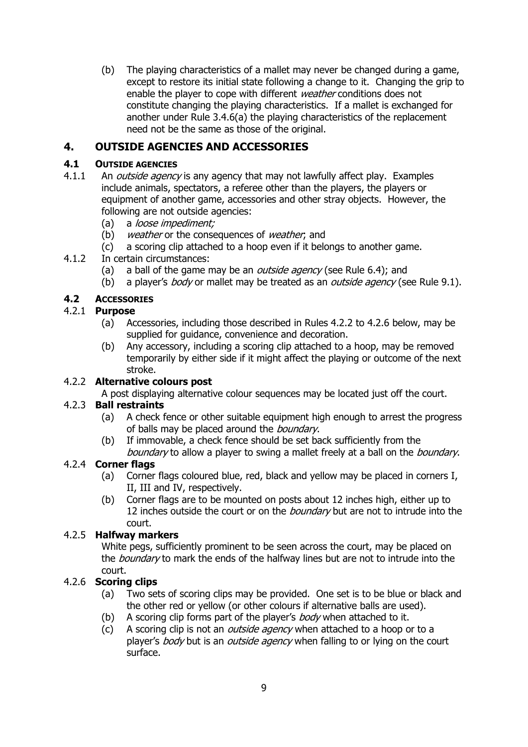(b) The playing characteristics of a mallet may never be changed during a game, except to restore its initial state following a change to it. Changing the grip to enable the player to cope with different *weather* conditions does not constitute changing the playing characteristics. If a mallet is exchanged for another under Rule 3.4.6(a) the playing characteristics of the replacement need not be the same as those of the original.

## 4. OUTSIDE AGENCIES AND ACCESSORIES

### 4.1 OUTSIDE AGENCIES

4.1.1 An *outside agency* is any agency that may not lawfully affect play. Examples include animals, spectators, a referee other than the players, the players or equipment of another game, accessories and other stray objects. However, the following are not outside agencies:

- (a) a *loose impediment;*
- (b) *weather* or the consequences of *weather*; and
- (c) a scoring clip attached to a hoop even if it belongs to another game.

4.1.2 In certain circumstances:

- (a) a ball of the game may be an *outside agency* (see Rule 6.4); and
- (b) a player's *body* or mallet may be treated as an *outside agency* (see Rule 9.1).

### 4.2 ACCESSORIES

4.2.1 **Purpose**

- (a) Accessories, including those described in Rules 4.2.2 to 4.2.6 below, may be supplied for guidance, convenience and decoration.
- (b) Any accessory, including a scoring clip attached to a hoop, may be removed temporarily by either side if it might affect the playing or outcome of the next stroke.

4.2.2 **Alternative colours post**

A post displaying alternative colour sequences may be located just off the court.

4.2.3 **Ball restraints**

- (a) A check fence or other suitable equipment high enough to arrest the progress of balls may be placed around the *boundary*.
- (b) If immovable, a check fence should be set back sufficiently from the *boundary* to allow a player to swing a mallet freely at a ball on the *boundary*.

4.2.4 **Corner flags**

- (a) Corner flags coloured blue, red, black and yellow may be placed in corners I, II, III and IV, respectively.
- (b) Corner flags are to be mounted on posts about 12 inches high, either up to 12 inches outside the court or on the *boundary* but are not to intrude into the court.

4.2.5 **Halfway markers**

White pegs, sufficiently prominent to be seen across the court, may be placed on the *boundary* to mark the ends of the halfway lines but are not to intrude into the court.

4.2.6 **Scoring clips**

- (a) Two sets of scoring clips may be provided. One set is to be blue or black and the other red or yellow (or other colours if alternative balls are used).
- (b) A scoring clip forms part of the player's *body* when attached to it.
- (c) A scoring clip is not an *outside agency* when attached to a hoop or to a player's *body* but is an *outside agency* when falling to or lying on the court surface.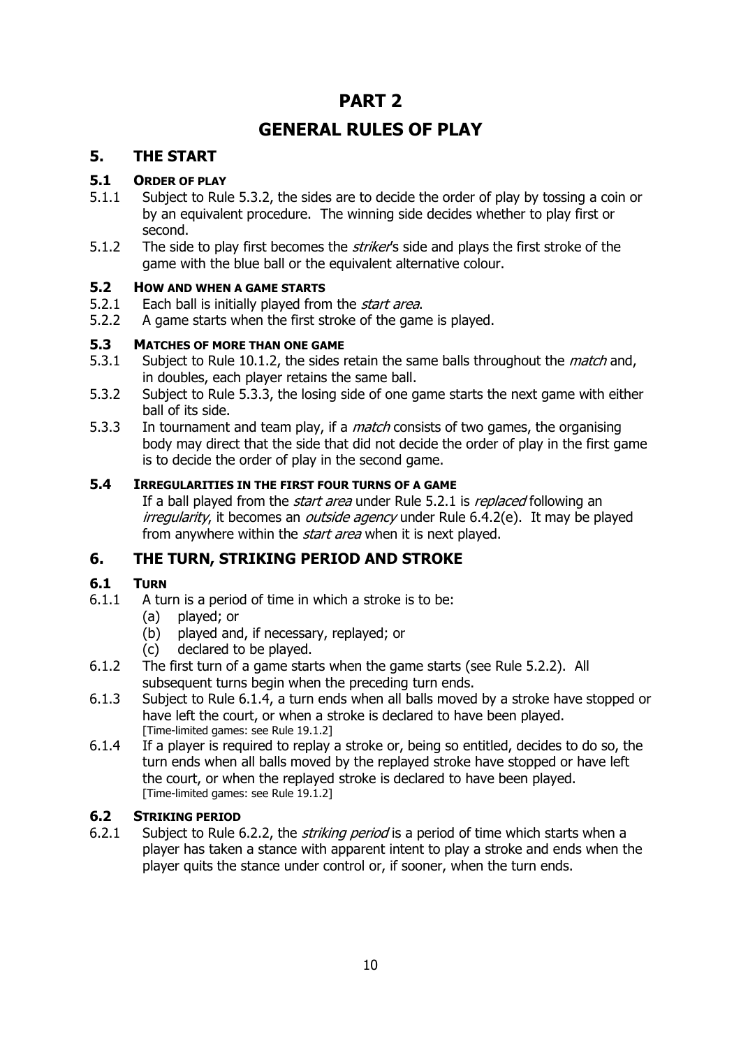# PART 2

# GENERAL RULES OF PLAY

## 5. THE START

### 5.1 ORDER OF PLAY

5.1.1 Subject to Rule 5.3.2, the sides are to decide the order of play by tossing a coin or by an equivalent procedure. The winning side decides whether to play first or second.

5.1.2 The side to play first becomes the *striker*'s side and plays the first stroke of the game with the blue ball or the equivalent alternative colour.

### 5.2 HOW AND WHEN A GAME STARTS

5.2.1 Each ball is initially played from the *start area*.

5.2.2 A game starts when the first stroke of the game is played.

### 5.3 MATCHES OF MORE THAN ONE GAME

5.3.1 Subject to Rule 10.1.2, the sides retain the same balls throughout the *match* and, in doubles, each player retains the same ball.

5.3.2 Subject to Rule 5.3.3, the losing side of one game starts the next game with either ball of its side.

5.3.3 In tournament and team play, if a *match* consists of two games, the organising body may direct that the side that did not decide the order of play in the first game is to decide the order of play in the second game.

### 5.4 IRREGULARITIES IN THE FIRST FOUR TURNS OF A GAME

If a ball played from the *start area* under Rule 5.2.1 is *replaced* following an *irregularity*, it becomes an *outside agency* under Rule 6.4.2(e). It may be played from anywhere within the *start area* when it is next played.

## 6. THE TURN, STRIKING PERIOD AND STROKE

### 6.1 TURN

6.1.1 A turn is a period of time in which a stroke is to be:
- (a) played; or
- (b) played and, if necessary, replayed; or
- (c) declared to be played.

6.1.2 The first turn of a game starts when the game starts (see Rule 5.2.2). All subsequent turns begin when the preceding turn ends.

6.1.3 Subject to Rule 6.1.4, a turn ends when all balls moved by a stroke have stopped or have left the court, or when a stroke is declared to have been played.
[Time-limited games: see Rule 19.1.2]

6.1.4 If a player is required to replay a stroke or, being so entitled, decides to do so, the turn ends when all balls moved by the replayed stroke have stopped or have left the court, or when the replayed stroke is declared to have been played.
[Time-limited games: see Rule 19.1.2]

### 6.2 STRIKING PERIOD

6.2.1 Subject to Rule 6.2.2, the *striking period* is a period of time which starts when a player has taken a stance with apparent intent to play a stroke and ends when the player quits the stance under control or, if sooner, when the turn ends.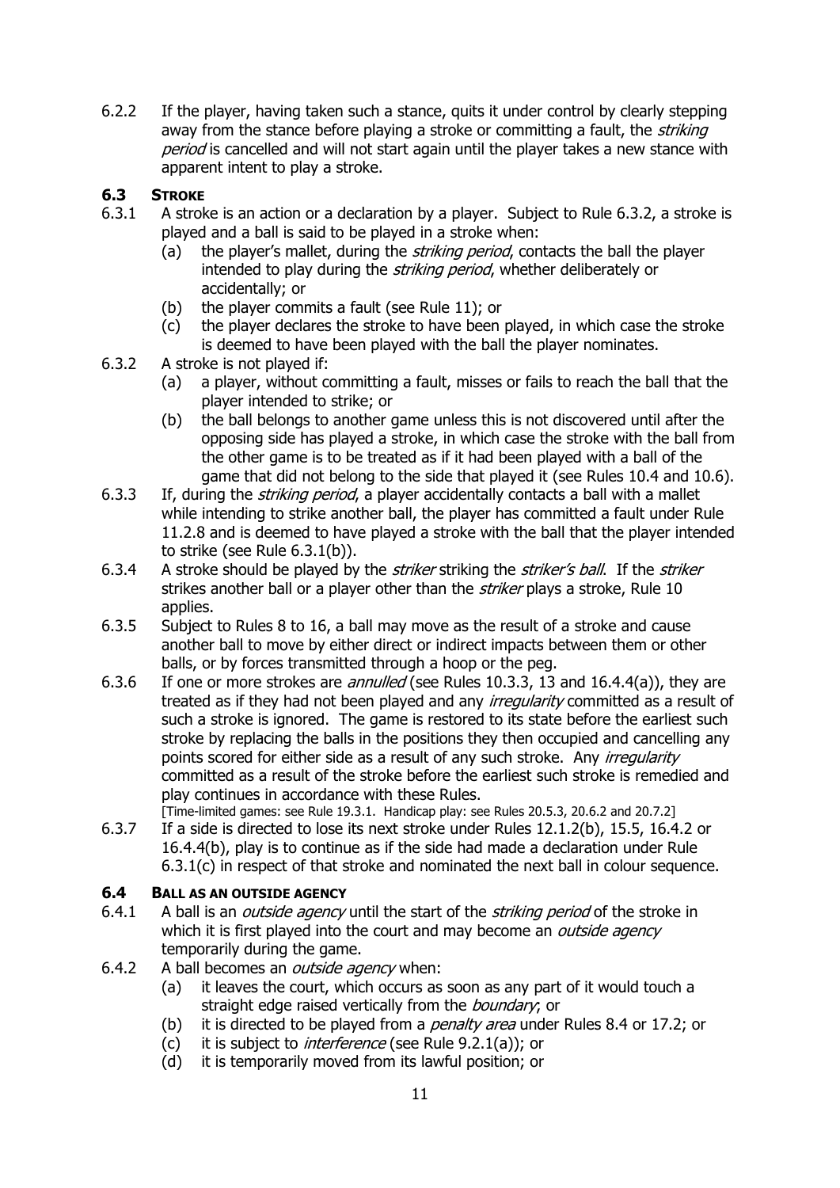6.2.2 If the player, having taken such a stance, quits it under control by clearly stepping away from the stance before playing a stroke or committing a fault, the *striking period* is cancelled and will not start again until the player takes a new stance with apparent intent to play a stroke.

### 6.3 STROKE

6.3.1 A stroke is an action or a declaration by a player. Subject to Rule 6.3.2, a stroke is played and a ball is said to be played in a stroke when:

- (a) the player's mallet, during the *striking period*, contacts the ball the player intended to play during the *striking period*, whether deliberately or accidentally; or
- (b) the player commits a fault (see Rule 11); or
- (c) the player declares the stroke to have been played, in which case the stroke is deemed to have been played with the ball the player nominates.

6.3.2 A stroke is not played if:

- (a) a player, without committing a fault, misses or fails to reach the ball that the player intended to strike; or
- (b) the ball belongs to another game unless this is not discovered until after the opposing side has played a stroke, in which case the stroke with the ball from the other game is to be treated as if it had been played with a ball of the game that did not belong to the side that played it (see Rules 10.4 and 10.6).

6.3.3 If, during the *striking period*, a player accidentally contacts a ball with a mallet while intending to strike another ball, the player has committed a fault under Rule 11.2.8 and is deemed to have played a stroke with the ball that the player intended to strike (see Rule 6.3.1(b)).

6.3.4 A stroke should be played by the *striker* striking the *striker's ball*. If the *striker* strikes another ball or a player other than the *striker* plays a stroke, Rule 10 applies.

6.3.5 Subject to Rules 8 to 16, a ball may move as the result of a stroke and cause another ball to move by either direct or indirect impacts between them or other balls, or by forces transmitted through a hoop or the peg.

6.3.6 If one or more strokes are *annulled* (see Rules 10.3.3, 13 and 16.4.4(a)), they are treated as if they had not been played and any *irregularity* committed as a result of such a stroke is ignored. The game is restored to its state before the earliest such stroke by replacing the balls in the positions they then occupied and cancelling any points scored for either side as a result of any such stroke. Any *irregularity* committed as a result of the stroke before the earliest such stroke is remedied and play continues in accordance with these Rules.
[Time-limited games: see Rule 19.3.1. Handicap play: see Rules 20.5.3, 20.6.2 and 20.7.2]

6.3.7 If a side is directed to lose its next stroke under Rules 12.1.2(b), 15.5, 16.4.2 or 16.4.4(b), play is to continue as if the side had made a declaration under Rule 6.3.1(c) in respect of that stroke and nominated the next ball in colour sequence.

### 6.4 BALL AS AN OUTSIDE AGENCY

6.4.1 A ball is an *outside agency* until the start of the *striking period* of the stroke in which it is first played into the court and may become an *outside agency* temporarily during the game.

6.4.2 A ball becomes an *outside agency* when:

- (a) it leaves the court, which occurs as soon as any part of it would touch a straight edge raised vertically from the *boundary*; or
- (b) it is directed to be played from a *penalty area* under Rules 8.4 or 17.2; or
- (c) it is subject to *interference* (see Rule 9.2.1(a)); or
- (d) it is temporarily moved from its lawful position; or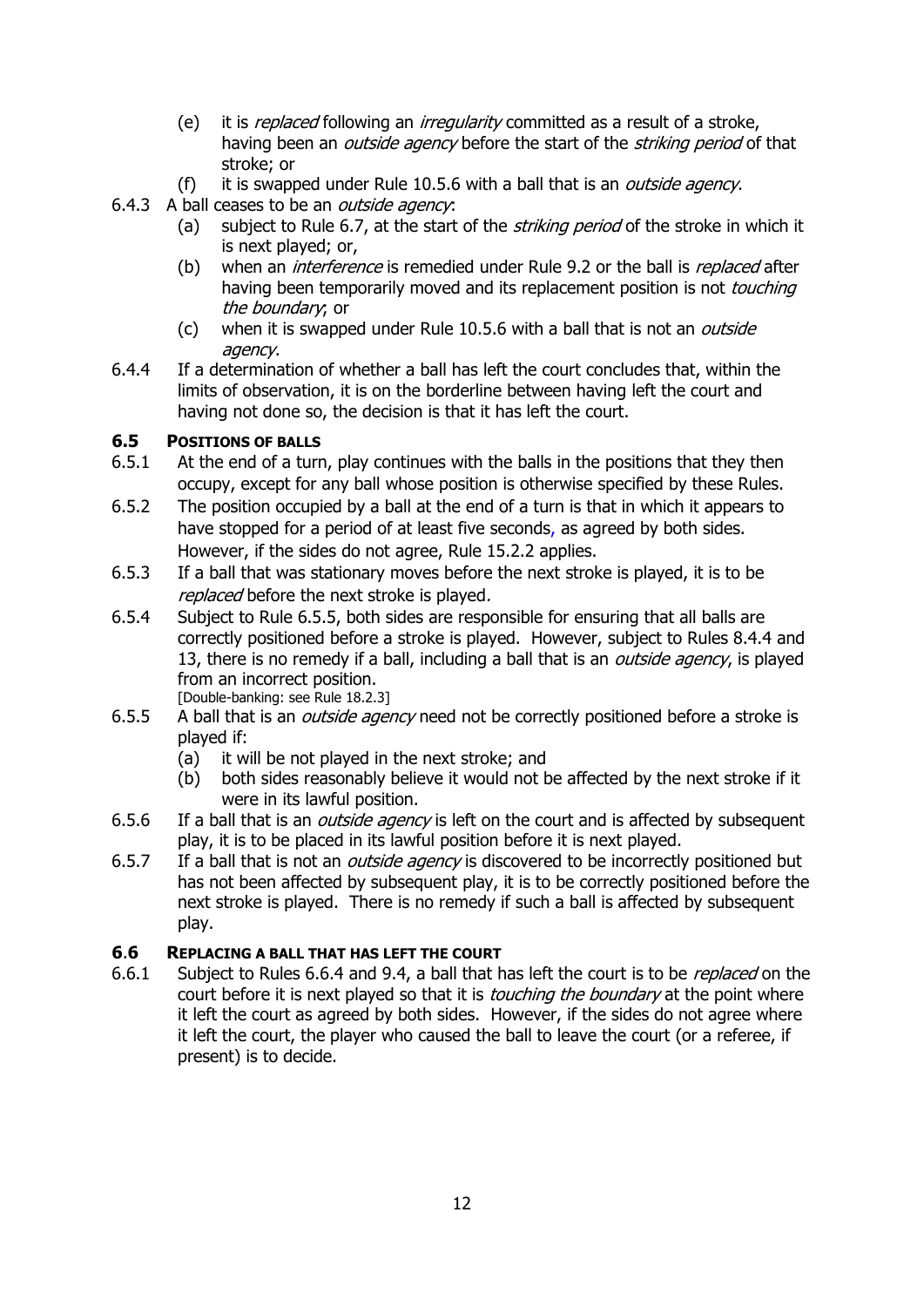(e) it is *replaced* following an *irregularity* committed as a result of a stroke, having been an *outside agency* before the start of the *striking period* of that stroke; or

(f) it is swapped under Rule 10.5.6 with a ball that is an *outside agency*.

6.4.3 A ball ceases to be an *outside agency*:

(a) subject to Rule 6.7, at the start of the *striking period* of the stroke in which it is next played; or,

(b) when an *interference* is remedied under Rule 9.2 or the ball is *replaced* after having been temporarily moved and its replacement position is not *touching the boundary*; or

(c) when it is swapped under Rule 10.5.6 with a ball that is not an *outside agency*.

6.4.4 If a determination of whether a ball has left the court concludes that, within the limits of observation, it is on the borderline between having left the court and having not done so, the decision is that it has left the court.

### 6.5 POSITIONS OF BALLS

6.5.1 At the end of a turn, play continues with the balls in the positions that they then occupy, except for any ball whose position is otherwise specified by these Rules.

6.5.2 The position occupied by a ball at the end of a turn is that in which it appears to have stopped for a period of at least five seconds, as agreed by both sides. However, if the sides do not agree, Rule 15.2.2 applies.

6.5.3 If a ball that was stationary moves before the next stroke is played, it is to be *replaced* before the next stroke is played.

6.5.4 Subject to Rule 6.5.5, both sides are responsible for ensuring that all balls are correctly positioned before a stroke is played. However, subject to Rules 8.4.4 and 13, there is no remedy if a ball, including a ball that is an *outside agency*, is played from an incorrect position.
[Double-banking: see Rule 18.2.3]

6.5.5 A ball that is an *outside agency* need not be correctly positioned before a stroke is played if:

(a) it will be not played in the next stroke; and

(b) both sides reasonably believe it would not be affected by the next stroke if it were in its lawful position.

6.5.6 If a ball that is an *outside agency* is left on the court and is affected by subsequent play, it is to be placed in its lawful position before it is next played.

6.5.7 If a ball that is not an *outside agency* is discovered to be incorrectly positioned but has not been affected by subsequent play, it is to be correctly positioned before the next stroke is played. There is no remedy if such a ball is affected by subsequent play.

### 6.6 REPLACING A BALL THAT HAS LEFT THE COURT

6.6.1 Subject to Rules 6.6.4 and 9.4, a ball that has left the court is to be *replaced* on the court before it is next played so that it is *touching the boundary* at the point where it left the court as agreed by both sides. However, if the sides do not agree where it left the court, the player who caused the ball to leave the court (or a referee, if present) is to decide.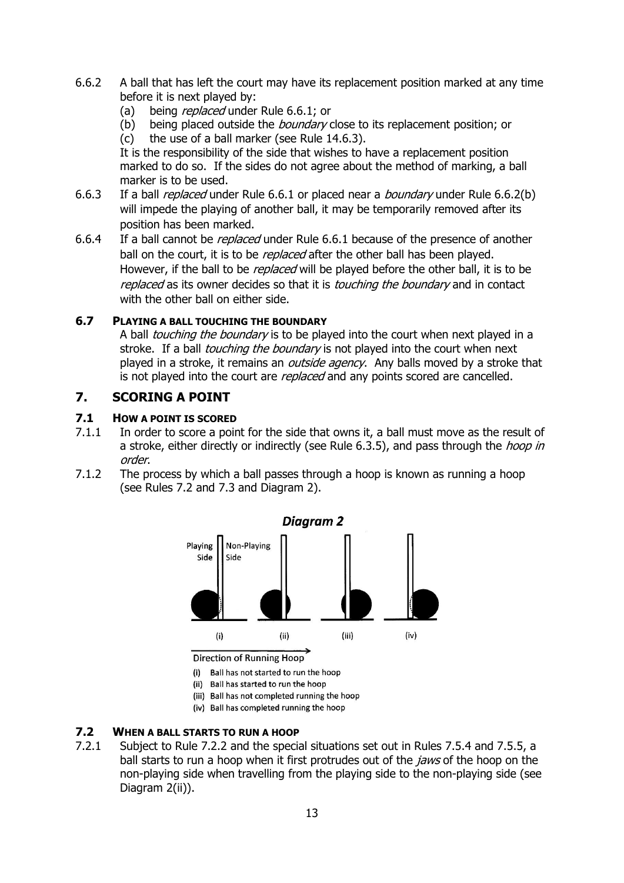6.6.2 A ball that has left the court may have its replacement position marked at any time before it is next played by:

   (a) being *replaced* under Rule 6.6.1; or
   (b) being placed outside the *boundary* close to its replacement position; or
   (c) the use of a ball marker (see Rule 14.6.3).

   It is the responsibility of the side that wishes to have a replacement position marked to do so. If the sides do not agree about the method of marking, a ball marker is to be used.

6.6.3 If a ball *replaced* under Rule 6.6.1 or placed near a *boundary* under Rule 6.6.2(b) will impede the playing of another ball, it may be temporarily removed after its position has been marked.

6.6.4 If a ball cannot be *replaced* under Rule 6.6.1 because of the presence of another ball on the court, it is to be *replaced* after the other ball has been played. However, if the ball to be *replaced* will be played before the other ball, it is to be *replaced* as its owner decides so that it is *touching the boundary* and in contact with the other ball on either side.

### 6.7 PLAYING A BALL TOUCHING THE BOUNDARY

A ball *touching the boundary* is to be played into the court when next played in a stroke. If a ball *touching the boundary* is not played into the court when next played in a stroke, it remains an *outside agency*. Any balls moved by a stroke that is not played into the court are *replaced* and any points scored are cancelled.

## 7. SCORING A POINT

### 7.1 HOW A POINT IS SCORED

7.1.1 In order to score a point for the side that owns it, a ball must move as the result of a stroke, either directly or indirectly (see Rule 6.3.5), and pass through the *hoop in order*.

7.1.2 The process by which a ball passes through a hoop is known as running a hoop (see Rules 7.2 and 7.3 and Diagram 2).

**Diagram 2**

Playing Side | Non-Playing Side

(i) (ii) (iii) (iv)

Direction of Running Hoop

(i) Ball has not started to run the hoop
(ii) Ball has started to run the hoop
(iii) Ball has not completed running the hoop
(iv) Ball has completed running the hoop

### 7.2 WHEN A BALL STARTS TO RUN A HOOP

7.2.1 Subject to Rule 7.2.2 and the special situations set out in Rules 7.5.4 and 7.5.5, a ball starts to run a hoop when it first protrudes out of the *jaws* of the hoop on the non-playing side when travelling from the playing side to the non-playing side (see Diagram 2(ii)).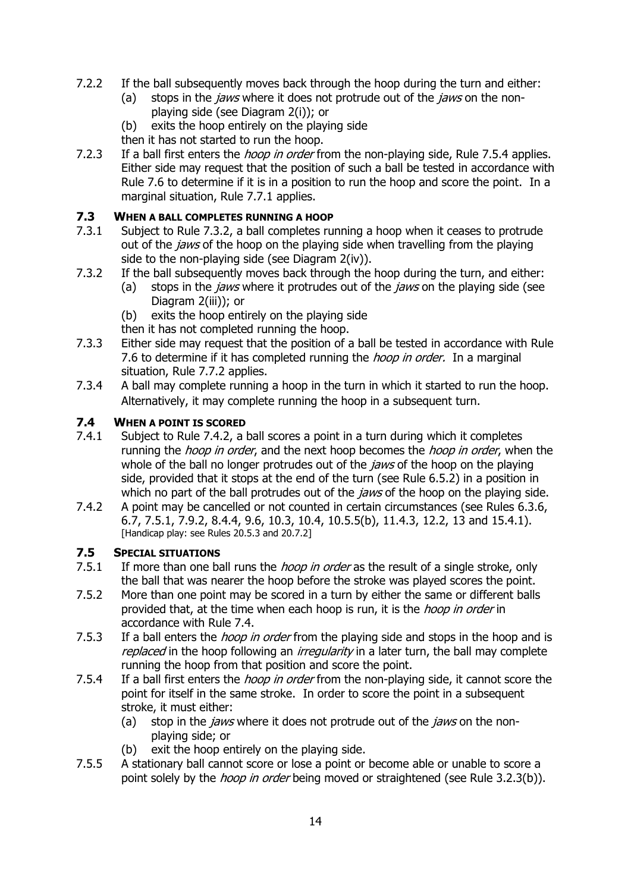7.2.2 If the ball subsequently moves back through the hoop during the turn and either:

   (a) stops in the *jaws* where it does not protrude out of the *jaws* on the non-playing side (see Diagram 2(i)); or

   (b) exits the hoop entirely on the playing side

   then it has not started to run the hoop.

7.2.3 If a ball first enters the *hoop in order* from the non-playing side, Rule 7.5.4 applies. Either side may request that the position of such a ball be tested in accordance with Rule 7.6 to determine if it is in a position to run the hoop and score the point. In a marginal situation, Rule 7.7.1 applies.

### 7.3 WHEN A BALL COMPLETES RUNNING A HOOP

7.3.1 Subject to Rule 7.3.2, a ball completes running a hoop when it ceases to protrude out of the *jaws* of the hoop on the playing side when travelling from the playing side to the non-playing side (see Diagram 2(iv)).

7.3.2 If the ball subsequently moves back through the hoop during the turn, and either:

   (a) stops in the *jaws* where it protrudes out of the *jaws* on the playing side (see Diagram 2(iii)); or

   (b) exits the hoop entirely on the playing side

   then it has not completed running the hoop.

7.3.3 Either side may request that the position of a ball be tested in accordance with Rule 7.6 to determine if it has completed running the *hoop in order.* In a marginal situation, Rule 7.7.2 applies.

7.3.4 A ball may complete running a hoop in the turn in which it started to run the hoop. Alternatively, it may complete running the hoop in a subsequent turn.

### 7.4 WHEN A POINT IS SCORED

7.4.1 Subject to Rule 7.4.2, a ball scores a point in a turn during which it completes running the *hoop in order*, and the next hoop becomes the *hoop in order*, when the whole of the ball no longer protrudes out of the *jaws* of the hoop on the playing side, provided that it stops at the end of the turn (see Rule 6.5.2) in a position in which no part of the ball protrudes out of the *jaws* of the hoop on the playing side.

7.4.2 A point may be cancelled or not counted in certain circumstances (see Rules 6.3.6, 6.7, 7.5.1, 7.9.2, 8.4.4, 9.6, 10.3, 10.4, 10.5.5(b), 11.4.3, 12.2, 13 and 15.4.1). [Handicap play: see Rules 20.5.3 and 20.7.2]

### 7.5 SPECIAL SITUATIONS

7.5.1 If more than one ball runs the *hoop in order* as the result of a single stroke, only the ball that was nearer the hoop before the stroke was played scores the point.

7.5.2 More than one point may be scored in a turn by either the same or different balls provided that, at the time when each hoop is run, it is the *hoop in order* in accordance with Rule 7.4.

7.5.3 If a ball enters the *hoop in order* from the playing side and stops in the hoop and is *replaced* in the hoop following an *irregularity* in a later turn, the ball may complete running the hoop from that position and score the point.

7.5.4 If a ball first enters the *hoop in order* from the non-playing side, it cannot score the point for itself in the same stroke. In order to score the point in a subsequent stroke, it must either:

   (a) stop in the *jaws* where it does not protrude out of the *jaws* on the non-playing side; or

   (b) exit the hoop entirely on the playing side.

7.5.5 A stationary ball cannot score or lose a point or become able or unable to score a point solely by the *hoop in order* being moved or straightened (see Rule 3.2.3(b)).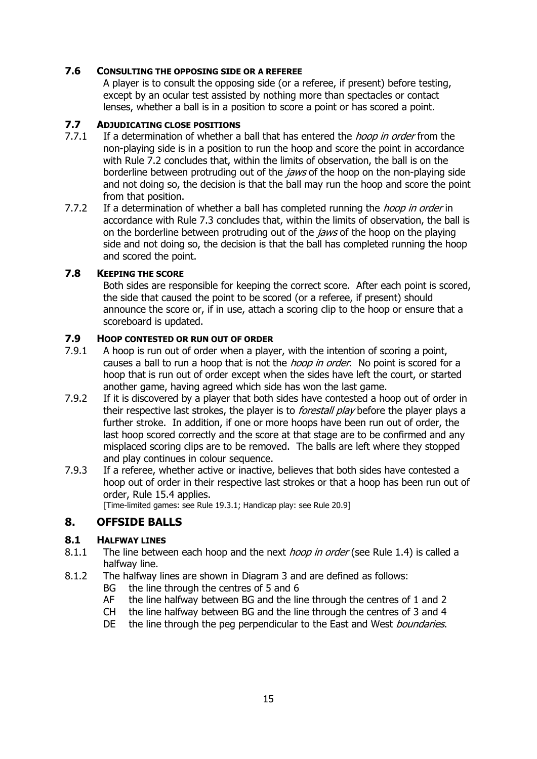### 7.6 CONSULTING THE OPPOSING SIDE OR A REFEREE

A player is to consult the opposing side (or a referee, if present) before testing, except by an ocular test assisted by nothing more than spectacles or contact lenses, whether a ball is in a position to score a point or has scored a point.

### 7.7 ADJUDICATING CLOSE POSITIONS

7.7.1 If a determination of whether a ball that has entered the *hoop in order* from the non-playing side is in a position to run the hoop and score the point in accordance with Rule 7.2 concludes that, within the limits of observation, the ball is on the borderline between protruding out of the *jaws* of the hoop on the non-playing side and not doing so, the decision is that the ball may run the hoop and score the point from that position.

7.7.2 If a determination of whether a ball has completed running the *hoop in order* in accordance with Rule 7.3 concludes that, within the limits of observation, the ball is on the borderline between protruding out of the *jaws* of the hoop on the playing side and not doing so, the decision is that the ball has completed running the hoop and scored the point.

### 7.8 KEEPING THE SCORE

Both sides are responsible for keeping the correct score. After each point is scored, the side that caused the point to be scored (or a referee, if present) should announce the score or, if in use, attach a scoring clip to the hoop or ensure that a scoreboard is updated.

### 7.9 HOOP CONTESTED OR RUN OUT OF ORDER

7.9.1 A hoop is run out of order when a player, with the intention of scoring a point, causes a ball to run a hoop that is not the *hoop in order*. No point is scored for a hoop that is run out of order except when the sides have left the court, or started another game, having agreed which side has won the last game.

7.9.2 If it is discovered by a player that both sides have contested a hoop out of order in their respective last strokes, the player is to *forestall play* before the player plays a further stroke. In addition, if one or more hoops have been run out of order, the last hoop scored correctly and the score at that stage are to be confirmed and any misplaced scoring clips are to be removed. The balls are left where they stopped and play continues in colour sequence.

7.9.3 If a referee, whether active or inactive, believes that both sides have contested a hoop out of order in their respective last strokes or that a hoop has been run out of order, Rule 15.4 applies.

[Time-limited games: see Rule 19.3.1; Handicap play: see Rule 20.9]

## 8. OFFSIDE BALLS

### 8.1 HALFWAY LINES

8.1.1 The line between each hoop and the next *hoop in order* (see Rule 1.4) is called a halfway line.

8.1.2 The halfway lines are shown in Diagram 3 and are defined as follows:

- BG the line through the centres of 5 and 6
- AF the line halfway between BG and the line through the centres of 1 and 2
- CH the line halfway between BG and the line through the centres of 3 and 4
- DE the line through the peg perpendicular to the East and West *boundaries*.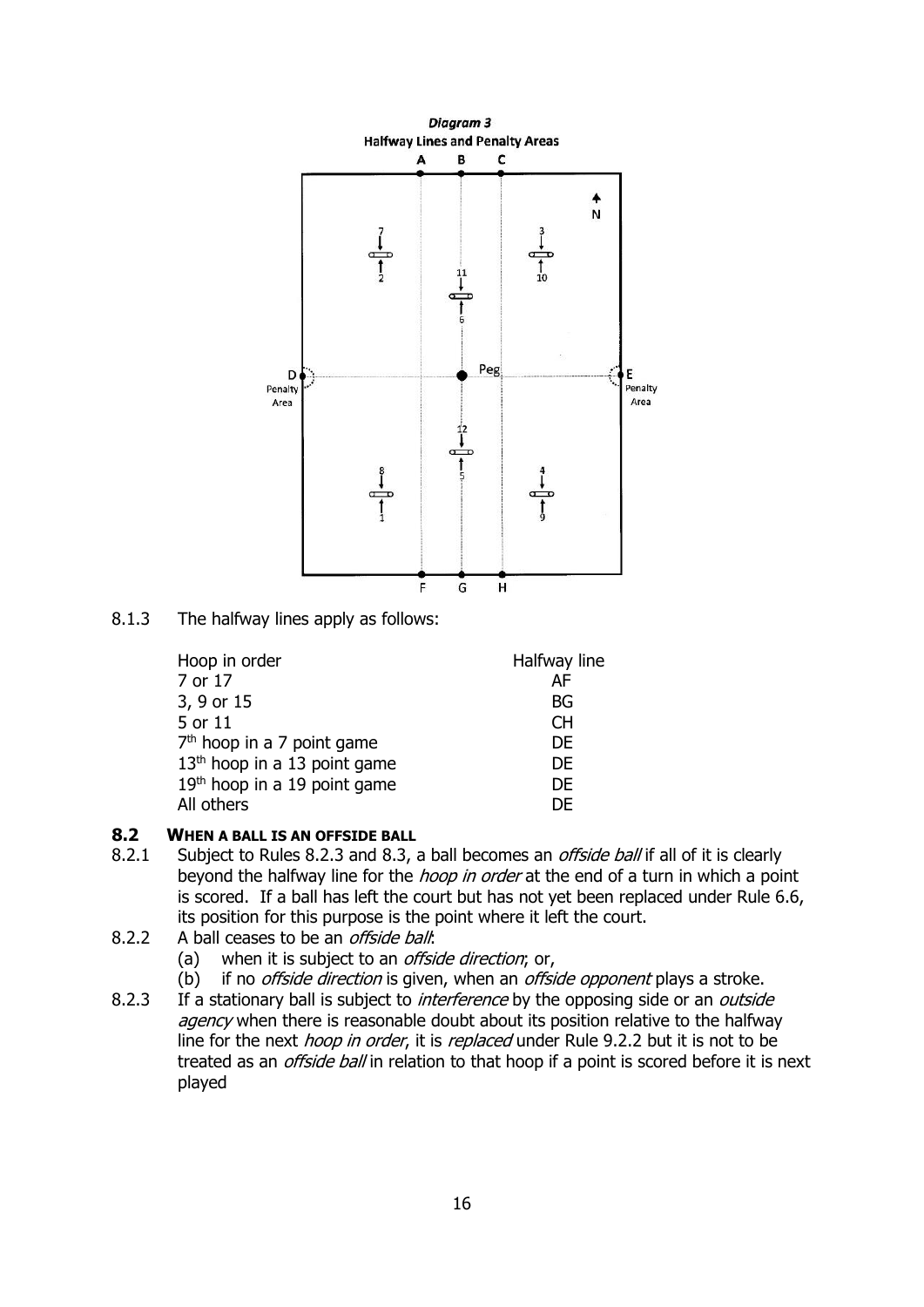**Diagram 3**
**Halfway Lines and Penalty Areas**

8.1.3 The halfway lines apply as follows:

| Hoop in order | Halfway line |
|---|---|
| 7 or 17 | AF |
| 3, 9 or 15 | BG |
| 5 or 11 | CH |
| 7th hoop in a 7 point game | DE |
| 13th hoop in a 13 point game | DE |
| 19th hoop in a 19 point game | DE |
| All others | DE |

## 8.2 When a ball is an offside ball

8.2.1 Subject to Rules 8.2.3 and 8.3, a ball becomes an *offside ball* if all of it is clearly beyond the halfway line for the *hoop in order* at the end of a turn in which a point is scored. If a ball has left the court but has not yet been replaced under Rule 6.6, its position for this purpose is the point where it left the court.

8.2.2 A ball ceases to be an *offside ball*:

(a) when it is subject to an *offside direction*; or,

(b) if no *offside direction* is given, when an *offside opponent* plays a stroke.

8.2.3 If a stationary ball is subject to *interference* by the opposing side or an *outside agency* when there is reasonable doubt about its position relative to the halfway line for the next *hoop in order*, it is *replaced* under Rule 9.2.2 but it is not to be treated as an *offside ball* in relation to that hoop if a point is scored before it is next played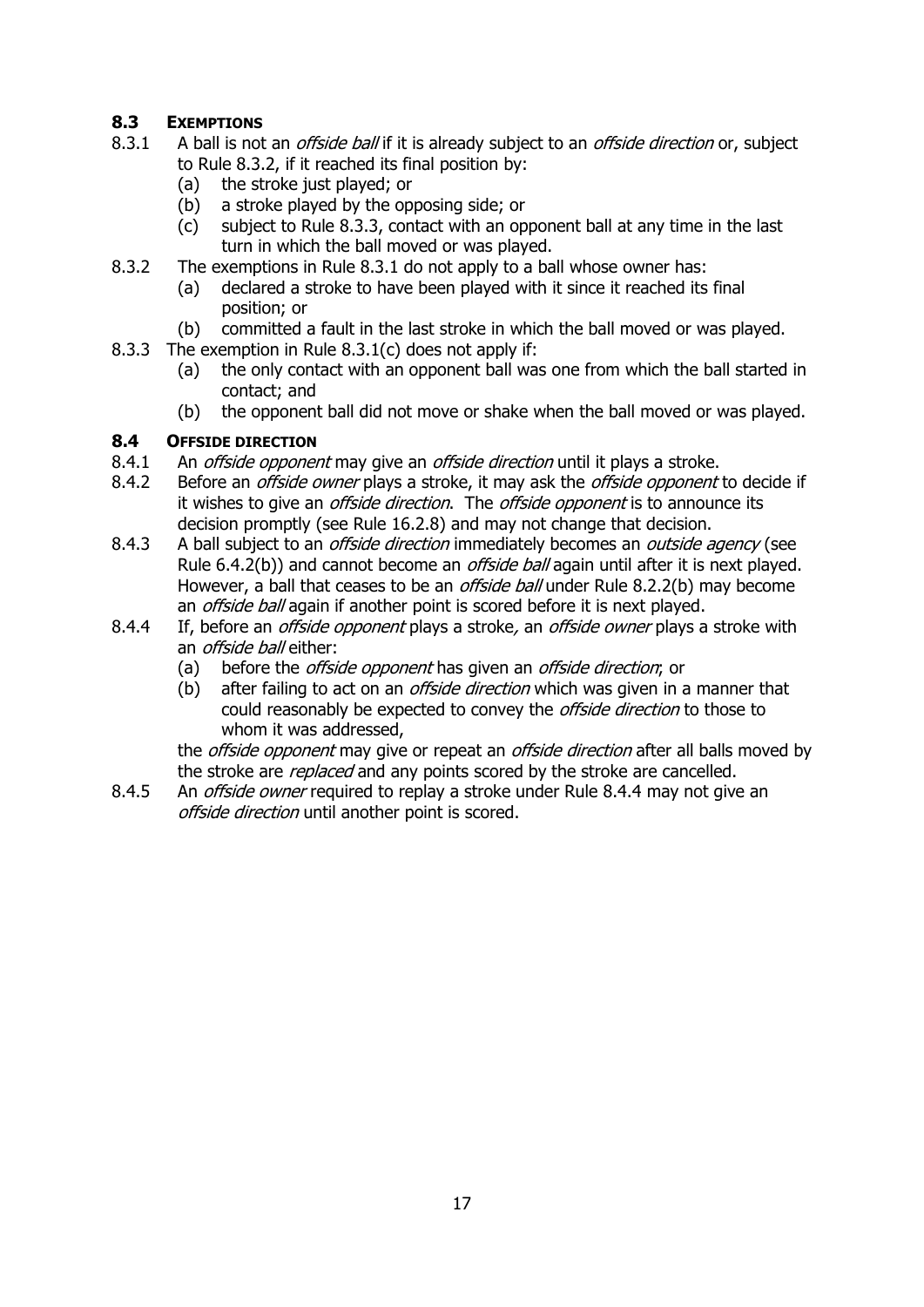## 8.3 EXEMPTIONS

8.3.1 A ball is not an *offside ball* if it is already subject to an *offside direction* or, subject to Rule 8.3.2, if it reached its final position by:

- (a) the stroke just played; or
- (b) a stroke played by the opposing side; or
- (c) subject to Rule 8.3.3, contact with an opponent ball at any time in the last turn in which the ball moved or was played.

8.3.2 The exemptions in Rule 8.3.1 do not apply to a ball whose owner has:

- (a) declared a stroke to have been played with it since it reached its final position; or
- (b) committed a fault in the last stroke in which the ball moved or was played.

8.3.3 The exemption in Rule 8.3.1(c) does not apply if:

- (a) the only contact with an opponent ball was one from which the ball started in contact; and
- (b) the opponent ball did not move or shake when the ball moved or was played.

## 8.4 OFFSIDE DIRECTION

8.4.1 An *offside opponent* may give an *offside direction* until it plays a stroke.

8.4.2 Before an *offside owner* plays a stroke, it may ask the *offside opponent* to decide if it wishes to give an *offside direction*. The *offside opponent* is to announce its decision promptly (see Rule 16.2.8) and may not change that decision.

8.4.3 A ball subject to an *offside direction* immediately becomes an *outside agency* (see Rule 6.4.2(b)) and cannot become an *offside ball* again until after it is next played. However, a ball that ceases to be an *offside ball* under Rule 8.2.2(b) may become an *offside ball* again if another point is scored before it is next played.

8.4.4 If, before an *offside opponent* plays a stroke, an *offside owner* plays a stroke with an *offside ball* either:

- (a) before the *offside opponent* has given an *offside direction*; or
- (b) after failing to act on an *offside direction* which was given in a manner that could reasonably be expected to convey the *offside direction* to those to whom it was addressed,

the *offside opponent* may give or repeat an *offside direction* after all balls moved by the stroke are *replaced* and any points scored by the stroke are cancelled.

8.4.5 An *offside owner* required to replay a stroke under Rule 8.4.4 may not give an *offside direction* until another point is scored.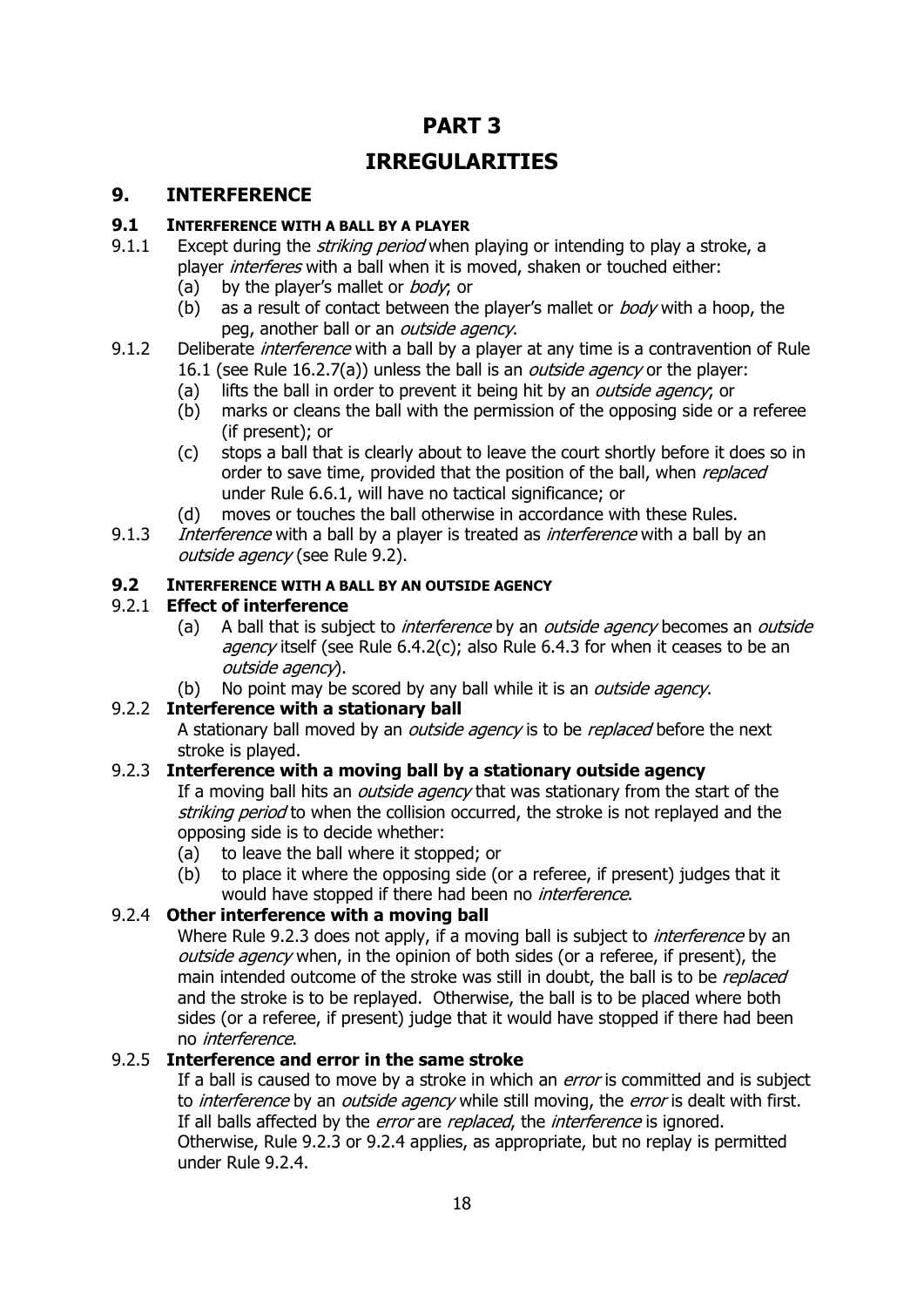# PART 3

# IRREGULARITIES

## 9. INTERFERENCE

### 9.1 INTERFERENCE WITH A BALL BY A PLAYER

9.1.1 Except during the *striking period* when playing or intending to play a stroke, a player *interferes* with a ball when it is moved, shaken or touched either:

- (a) by the player's mallet or *body*; or
- (b) as a result of contact between the player's mallet or *body* with a hoop, the peg, another ball or an *outside agency*.

9.1.2 Deliberate *interference* with a ball by a player at any time is a contravention of Rule 16.1 (see Rule 16.2.7(a)) unless the ball is an *outside agency* or the player:

- (a) lifts the ball in order to prevent it being hit by an *outside agency*; or
- (b) marks or cleans the ball with the permission of the opposing side or a referee (if present); or
- (c) stops a ball that is clearly about to leave the court shortly before it does so in order to save time, provided that the position of the ball, when *replaced* under Rule 6.6.1, will have no tactical significance; or
- (d) moves or touches the ball otherwise in accordance with these Rules.

9.1.3 *Interference* with a ball by a player is treated as *interference* with a ball by an *outside agency* (see Rule 9.2).

### 9.2 INTERFERENCE WITH A BALL BY AN OUTSIDE AGENCY

#### 9.2.1 Effect of interference

- (a) A ball that is subject to *interference* by an *outside agency* becomes an *outside agency* itself (see Rule 6.4.2(c); also Rule 6.4.3 for when it ceases to be an *outside agency*).
- (b) No point may be scored by any ball while it is an *outside agency*.

#### 9.2.2 Interference with a stationary ball

A stationary ball moved by an *outside agency* is to be *replaced* before the next stroke is played.

#### 9.2.3 Interference with a moving ball by a stationary outside agency

If a moving ball hits an *outside agency* that was stationary from the start of the *striking period* to when the collision occurred, the stroke is not replayed and the opposing side is to decide whether:

- (a) to leave the ball where it stopped; or
- (b) to place it where the opposing side (or a referee, if present) judges that it would have stopped if there had been no *interference*.

#### 9.2.4 Other interference with a moving ball

Where Rule 9.2.3 does not apply, if a moving ball is subject to *interference* by an *outside agency* when, in the opinion of both sides (or a referee, if present), the main intended outcome of the stroke was still in doubt, the ball is to be *replaced* and the stroke is to be replayed. Otherwise, the ball is to be placed where both sides (or a referee, if present) judge that it would have stopped if there had been no *interference*.

#### 9.2.5 Interference and error in the same stroke

If a ball is caused to move by a stroke in which an *error* is committed and is subject to *interference* by an *outside agency* while still moving, the *error* is dealt with first. If all balls affected by the *error* are *replaced*, the *interference* is ignored. Otherwise, Rule 9.2.3 or 9.2.4 applies, as appropriate, but no replay is permitted under Rule 9.2.4.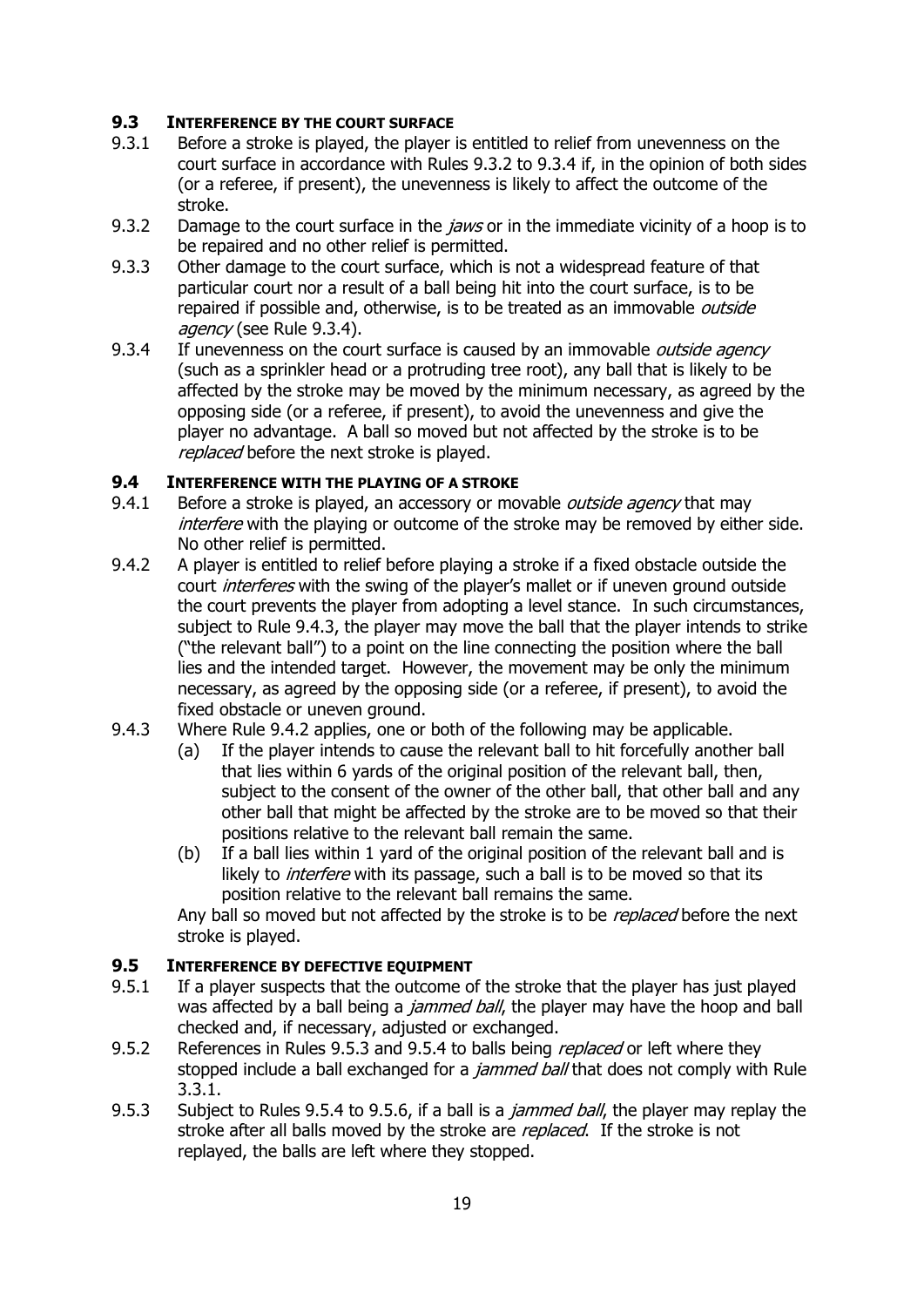## 9.3 INTERFERENCE BY THE COURT SURFACE

9.3.1 Before a stroke is played, the player is entitled to relief from unevenness on the court surface in accordance with Rules 9.3.2 to 9.3.4 if, in the opinion of both sides (or a referee, if present), the unevenness is likely to affect the outcome of the stroke.

9.3.2 Damage to the court surface in the *jaws* or in the immediate vicinity of a hoop is to be repaired and no other relief is permitted.

9.3.3 Other damage to the court surface, which is not a widespread feature of that particular court nor a result of a ball being hit into the court surface, is to be repaired if possible and, otherwise, is to be treated as an immovable *outside agency* (see Rule 9.3.4).

9.3.4 If unevenness on the court surface is caused by an immovable *outside agency* (such as a sprinkler head or a protruding tree root), any ball that is likely to be affected by the stroke may be moved by the minimum necessary, as agreed by the opposing side (or a referee, if present), to avoid the unevenness and give the player no advantage. A ball so moved but not affected by the stroke is to be *replaced* before the next stroke is played.

## 9.4 INTERFERENCE WITH THE PLAYING OF A STROKE

9.4.1 Before a stroke is played, an accessory or movable *outside agency* that may *interfere* with the playing or outcome of the stroke may be removed by either side. No other relief is permitted.

9.4.2 A player is entitled to relief before playing a stroke if a fixed obstacle outside the court *interferes* with the swing of the player's mallet or if uneven ground outside the court prevents the player from adopting a level stance. In such circumstances, subject to Rule 9.4.3, the player may move the ball that the player intends to strike ("the relevant ball") to a point on the line connecting the position where the ball lies and the intended target. However, the movement may be only the minimum necessary, as agreed by the opposing side (or a referee, if present), to avoid the fixed obstacle or uneven ground.

9.4.3 Where Rule 9.4.2 applies, one or both of the following may be applicable.

(a) If the player intends to cause the relevant ball to hit forcefully another ball that lies within 6 yards of the original position of the relevant ball, then, subject to the consent of the owner of the other ball, that other ball and any other ball that might be affected by the stroke are to be moved so that their positions relative to the relevant ball remain the same.

(b) If a ball lies within 1 yard of the original position of the relevant ball and is likely to *interfere* with its passage, such a ball is to be moved so that its position relative to the relevant ball remains the same.

Any ball so moved but not affected by the stroke is to be *replaced* before the next stroke is played.

## 9.5 INTERFERENCE BY DEFECTIVE EQUIPMENT

9.5.1 If a player suspects that the outcome of the stroke that the player has just played was affected by a ball being a *jammed ball*, the player may have the hoop and ball checked and, if necessary, adjusted or exchanged.

9.5.2 References in Rules 9.5.3 and 9.5.4 to balls being *replaced* or left where they stopped include a ball exchanged for a *jammed ball* that does not comply with Rule 3.3.1.

9.5.3 Subject to Rules 9.5.4 to 9.5.6, if a ball is a *jammed ball*, the player may replay the stroke after all balls moved by the stroke are *replaced*. If the stroke is not replayed, the balls are left where they stopped.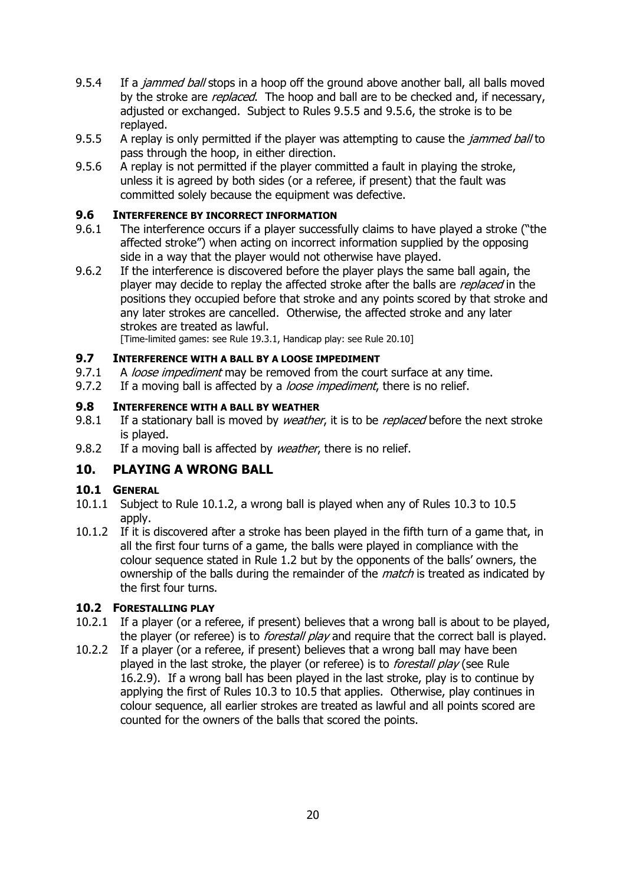9.5.4 If a *jammed ball* stops in a hoop off the ground above another ball, all balls moved by the stroke are *replaced*. The hoop and ball are to be checked and, if necessary, adjusted or exchanged. Subject to Rules 9.5.5 and 9.5.6, the stroke is to be replayed.

9.5.5 A replay is only permitted if the player was attempting to cause the *jammed ball* to pass through the hoop, in either direction.

9.5.6 A replay is not permitted if the player committed a fault in playing the stroke, unless it is agreed by both sides (or a referee, if present) that the fault was committed solely because the equipment was defective.

### 9.6 INTERFERENCE BY INCORRECT INFORMATION

9.6.1 The interference occurs if a player successfully claims to have played a stroke ("the affected stroke") when acting on incorrect information supplied by the opposing side in a way that the player would not otherwise have played.

9.6.2 If the interference is discovered before the player plays the same ball again, the player may decide to replay the affected stroke after the balls are *replaced* in the positions they occupied before that stroke and any points scored by that stroke and any later strokes are cancelled. Otherwise, the affected stroke and any later strokes are treated as lawful.
[Time-limited games: see Rule 19.3.1, Handicap play: see Rule 20.10]

### 9.7 INTERFERENCE WITH A BALL BY A LOOSE IMPEDIMENT

9.7.1 A *loose impediment* may be removed from the court surface at any time.

9.7.2 If a moving ball is affected by a *loose impediment*, there is no relief.

### 9.8 INTERFERENCE WITH A BALL BY WEATHER

9.8.1 If a stationary ball is moved by *weather*, it is to be *replaced* before the next stroke is played.

9.8.2 If a moving ball is affected by *weather*, there is no relief.

## 10. PLAYING A WRONG BALL

### 10.1 GENERAL

10.1.1 Subject to Rule 10.1.2, a wrong ball is played when any of Rules 10.3 to 10.5 apply.

10.1.2 If it is discovered after a stroke has been played in the fifth turn of a game that, in all the first four turns of a game, the balls were played in compliance with the colour sequence stated in Rule 1.2 but by the opponents of the balls' owners, the ownership of the balls during the remainder of the *match* is treated as indicated by the first four turns.

### 10.2 FORESTALLING PLAY

10.2.1 If a player (or a referee, if present) believes that a wrong ball is about to be played, the player (or referee) is to *forestall play* and require that the correct ball is played.

10.2.2 If a player (or a referee, if present) believes that a wrong ball may have been played in the last stroke, the player (or referee) is to *forestall play* (see Rule 16.2.9). If a wrong ball has been played in the last stroke, play is to continue by applying the first of Rules 10.3 to 10.5 that applies. Otherwise, play continues in colour sequence, all earlier strokes are treated as lawful and all points scored are counted for the owners of the balls that scored the points.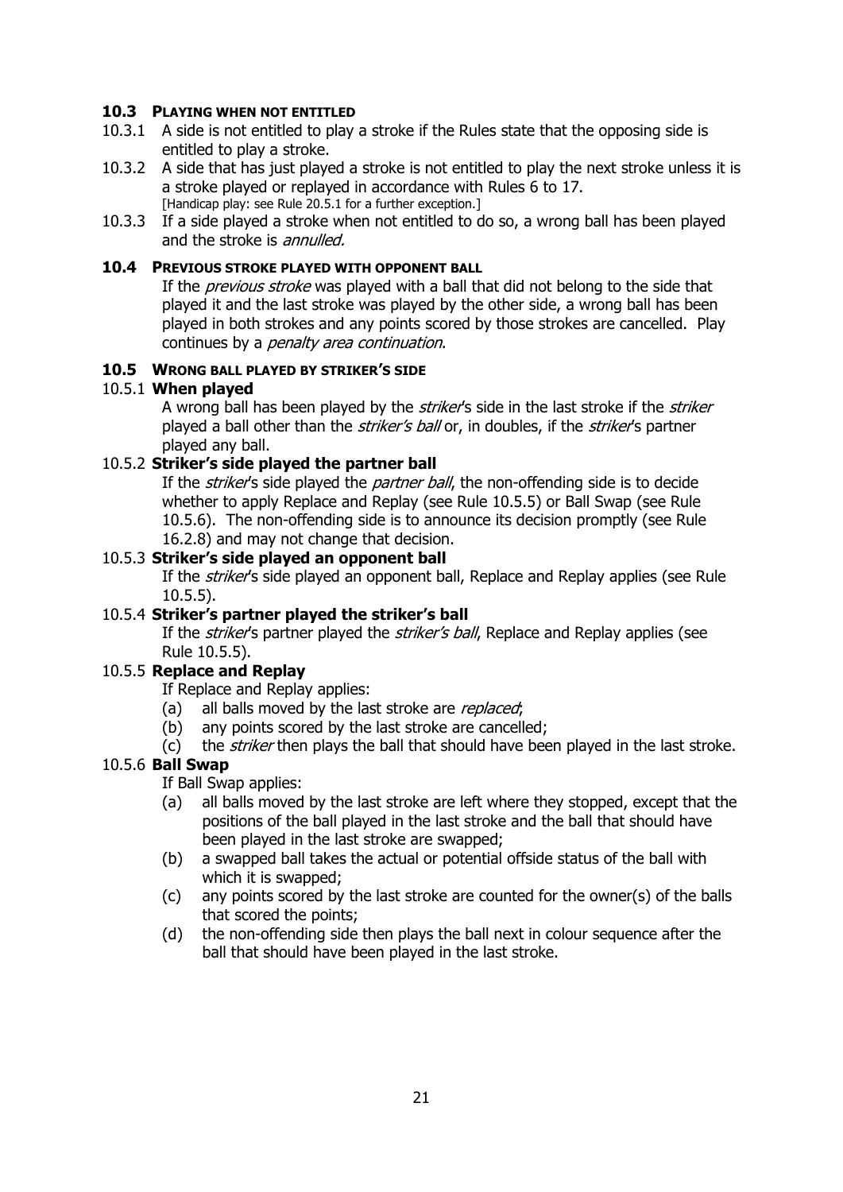### 10.3 PLAYING WHEN NOT ENTITLED

10.3.1 A side is not entitled to play a stroke if the Rules state that the opposing side is entitled to play a stroke.

10.3.2 A side that has just played a stroke is not entitled to play the next stroke unless it is a stroke played or replayed in accordance with Rules 6 to 17.
[Handicap play: see Rule 20.5.1 for a further exception.]

10.3.3 If a side played a stroke when not entitled to do so, a wrong ball has been played and the stroke is *annulled.*

### 10.4 PREVIOUS STROKE PLAYED WITH OPPONENT BALL

If the *previous stroke* was played with a ball that did not belong to the side that played it and the last stroke was played by the other side, a wrong ball has been played in both strokes and any points scored by those strokes are cancelled. Play continues by a *penalty area continuation*.

### 10.5 WRONG BALL PLAYED BY STRIKER'S SIDE

#### 10.5.1 When played

A wrong ball has been played by the *striker*'s side in the last stroke if the *striker* played a ball other than the *striker's ball* or, in doubles, if the *striker*'s partner played any ball.

#### 10.5.2 Striker's side played the partner ball

If the *striker*'s side played the *partner ball*, the non-offending side is to decide whether to apply Replace and Replay (see Rule 10.5.5) or Ball Swap (see Rule 10.5.6). The non-offending side is to announce its decision promptly (see Rule 16.2.8) and may not change that decision.

#### 10.5.3 Striker's side played an opponent ball

If the *striker*'s side played an opponent ball, Replace and Replay applies (see Rule 10.5.5).

#### 10.5.4 Striker's partner played the striker's ball

If the *striker*'s partner played the *striker's ball*, Replace and Replay applies (see Rule 10.5.5).

#### 10.5.5 Replace and Replay

If Replace and Replay applies:

(a) all balls moved by the last stroke are *replaced*;
(b) any points scored by the last stroke are cancelled;
(c) the *striker* then plays the ball that should have been played in the last stroke.

#### 10.5.6 Ball Swap

If Ball Swap applies:

(a) all balls moved by the last stroke are left where they stopped, except that the positions of the ball played in the last stroke and the ball that should have been played in the last stroke are swapped;
(b) a swapped ball takes the actual or potential offside status of the ball with which it is swapped;
(c) any points scored by the last stroke are counted for the owner(s) of the balls that scored the points;
(d) the non-offending side then plays the ball next in colour sequence after the ball that should have been played in the last stroke.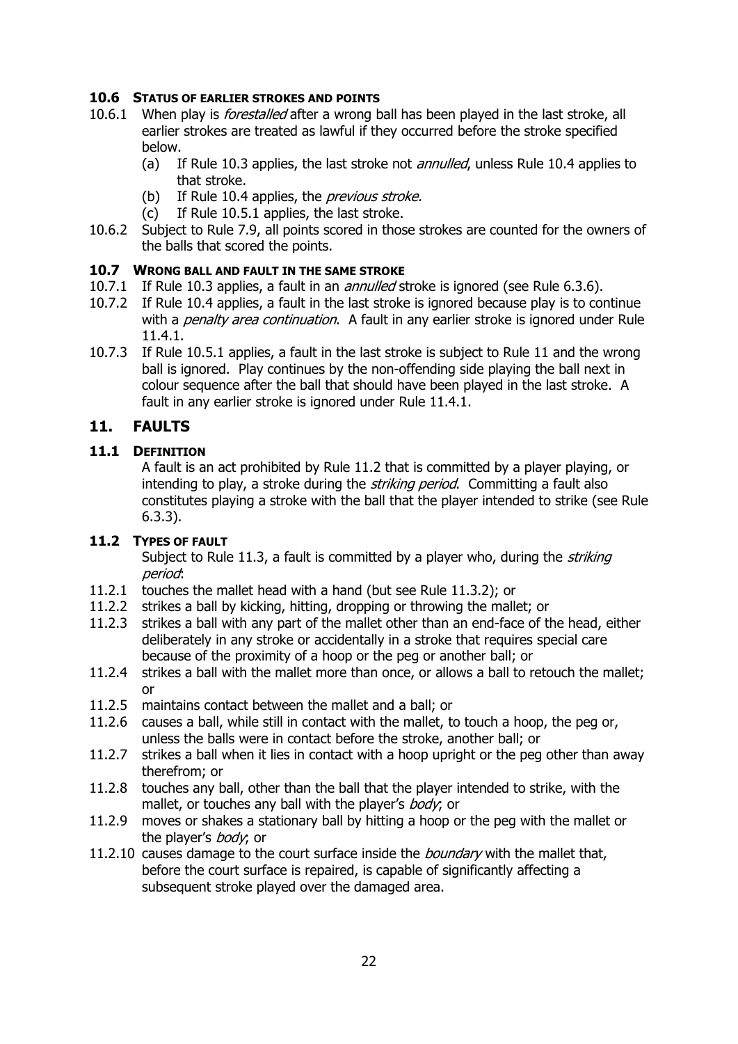### 10.6 STATUS OF EARLIER STROKES AND POINTS

10.6.1 When play is *forestalled* after a wrong ball has been played in the last stroke, all earlier strokes are treated as lawful if they occurred before the stroke specified below.

- (a) If Rule 10.3 applies, the last stroke not *annulled*, unless Rule 10.4 applies to that stroke.
- (b) If Rule 10.4 applies, the *previous stroke.*
- (c) If Rule 10.5.1 applies, the last stroke.

10.6.2 Subject to Rule 7.9, all points scored in those strokes are counted for the owners of the balls that scored the points.

### 10.7 WRONG BALL AND FAULT IN THE SAME STROKE

10.7.1 If Rule 10.3 applies, a fault in an *annulled* stroke is ignored (see Rule 6.3.6).

10.7.2 If Rule 10.4 applies, a fault in the last stroke is ignored because play is to continue with a *penalty area continuation*. A fault in any earlier stroke is ignored under Rule 11.4.1.

10.7.3 If Rule 10.5.1 applies, a fault in the last stroke is subject to Rule 11 and the wrong ball is ignored. Play continues by the non-offending side playing the ball next in colour sequence after the ball that should have been played in the last stroke. A fault in any earlier stroke is ignored under Rule 11.4.1.

## 11. FAULTS

### 11.1 DEFINITION

A fault is an act prohibited by Rule 11.2 that is committed by a player playing, or intending to play, a stroke during the *striking period*. Committing a fault also constitutes playing a stroke with the ball that the player intended to strike (see Rule 6.3.3).

### 11.2 TYPES OF FAULT

Subject to Rule 11.3, a fault is committed by a player who, during the *striking period*:

11.2.1 touches the mallet head with a hand (but see Rule 11.3.2); or

11.2.2 strikes a ball by kicking, hitting, dropping or throwing the mallet; or

11.2.3 strikes a ball with any part of the mallet other than an end-face of the head, either deliberately in any stroke or accidentally in a stroke that requires special care because of the proximity of a hoop or the peg or another ball; or

11.2.4 strikes a ball with the mallet more than once, or allows a ball to retouch the mallet; or

11.2.5 maintains contact between the mallet and a ball; or

11.2.6 causes a ball, while still in contact with the mallet, to touch a hoop, the peg or, unless the balls were in contact before the stroke, another ball; or

11.2.7 strikes a ball when it lies in contact with a hoop upright or the peg other than away therefrom; or

11.2.8 touches any ball, other than the ball that the player intended to strike, with the mallet, or touches any ball with the player's *body*; or

11.2.9 moves or shakes a stationary ball by hitting a hoop or the peg with the mallet or the player's *body*; or

11.2.10 causes damage to the court surface inside the *boundary* with the mallet that, before the court surface is repaired, is capable of significantly affecting a subsequent stroke played over the damaged area.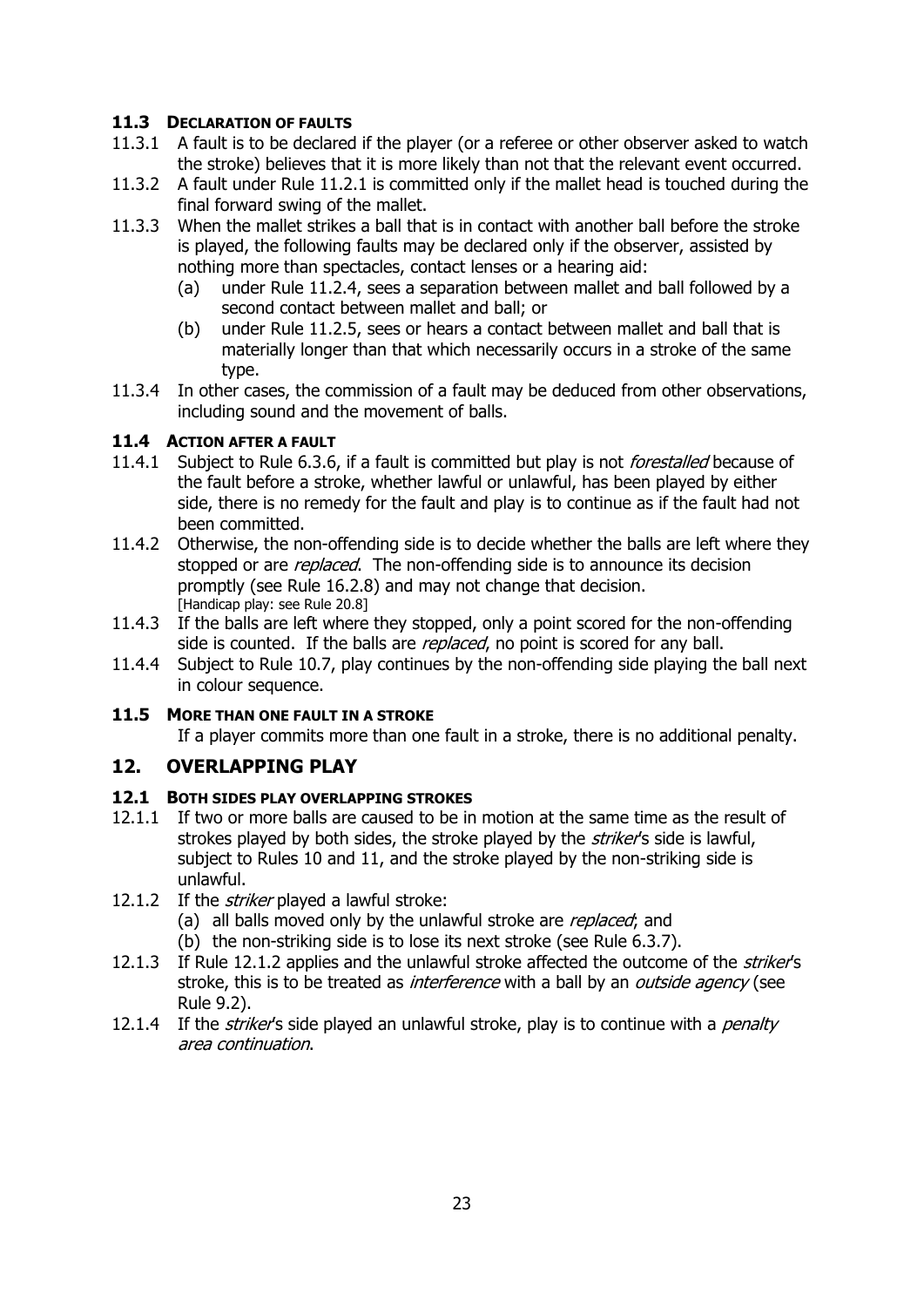### 11.3 DECLARATION OF FAULTS

11.3.1 A fault is to be declared if the player (or a referee or other observer asked to watch the stroke) believes that it is more likely than not that the relevant event occurred.

11.3.2 A fault under Rule 11.2.1 is committed only if the mallet head is touched during the final forward swing of the mallet.

11.3.3 When the mallet strikes a ball that is in contact with another ball before the stroke is played, the following faults may be declared only if the observer, assisted by nothing more than spectacles, contact lenses or a hearing aid:

- (a) under Rule 11.2.4, sees a separation between mallet and ball followed by a second contact between mallet and ball; or
- (b) under Rule 11.2.5, sees or hears a contact between mallet and ball that is materially longer than that which necessarily occurs in a stroke of the same type.

11.3.4 In other cases, the commission of a fault may be deduced from other observations, including sound and the movement of balls.

### 11.4 ACTION AFTER A FAULT

11.4.1 Subject to Rule 6.3.6, if a fault is committed but play is not *forestalled* because of the fault before a stroke, whether lawful or unlawful, has been played by either side, there is no remedy for the fault and play is to continue as if the fault had not been committed.

11.4.2 Otherwise, the non-offending side is to decide whether the balls are left where they stopped or are *replaced*. The non-offending side is to announce its decision promptly (see Rule 16.2.8) and may not change that decision.
[Handicap play: see Rule 20.8]

11.4.3 If the balls are left where they stopped, only a point scored for the non-offending side is counted. If the balls are *replaced*, no point is scored for any ball.

11.4.4 Subject to Rule 10.7, play continues by the non-offending side playing the ball next in colour sequence.

### 11.5 MORE THAN ONE FAULT IN A STROKE

If a player commits more than one fault in a stroke, there is no additional penalty.

## 12. OVERLAPPING PLAY

### 12.1 BOTH SIDES PLAY OVERLAPPING STROKES

12.1.1 If two or more balls are caused to be in motion at the same time as the result of strokes played by both sides, the stroke played by the *striker*'s side is lawful, subject to Rules 10 and 11, and the stroke played by the non-striking side is unlawful.

12.1.2 If the *striker* played a lawful stroke:

- (a) all balls moved only by the unlawful stroke are *replaced*; and
- (b) the non-striking side is to lose its next stroke (see Rule 6.3.7).

12.1.3 If Rule 12.1.2 applies and the unlawful stroke affected the outcome of the *striker*'s stroke, this is to be treated as *interference* with a ball by an *outside agency* (see Rule 9.2).

12.1.4 If the *striker*'s side played an unlawful stroke, play is to continue with a *penalty area continuation*.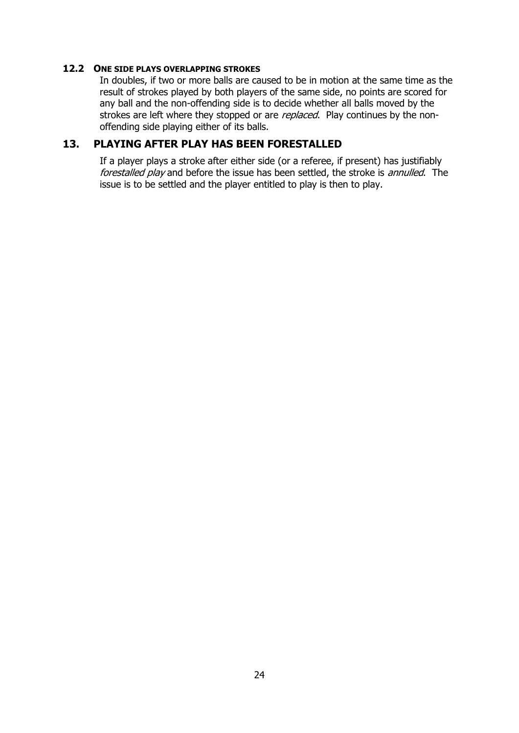### 12.2 ONE SIDE PLAYS OVERLAPPING STROKES

In doubles, if two or more balls are caused to be in motion at the same time as the result of strokes played by both players of the same side, no points are scored for any ball and the non-offending side is to decide whether all balls moved by the strokes are left where they stopped or are *replaced*. Play continues by the non-offending side playing either of its balls.

## 13. PLAYING AFTER PLAY HAS BEEN FORESTALLED

If a player plays a stroke after either side (or a referee, if present) has justifiably *forestalled play* and before the issue has been settled, the stroke is *annulled*. The issue is to be settled and the player entitled to play is then to play.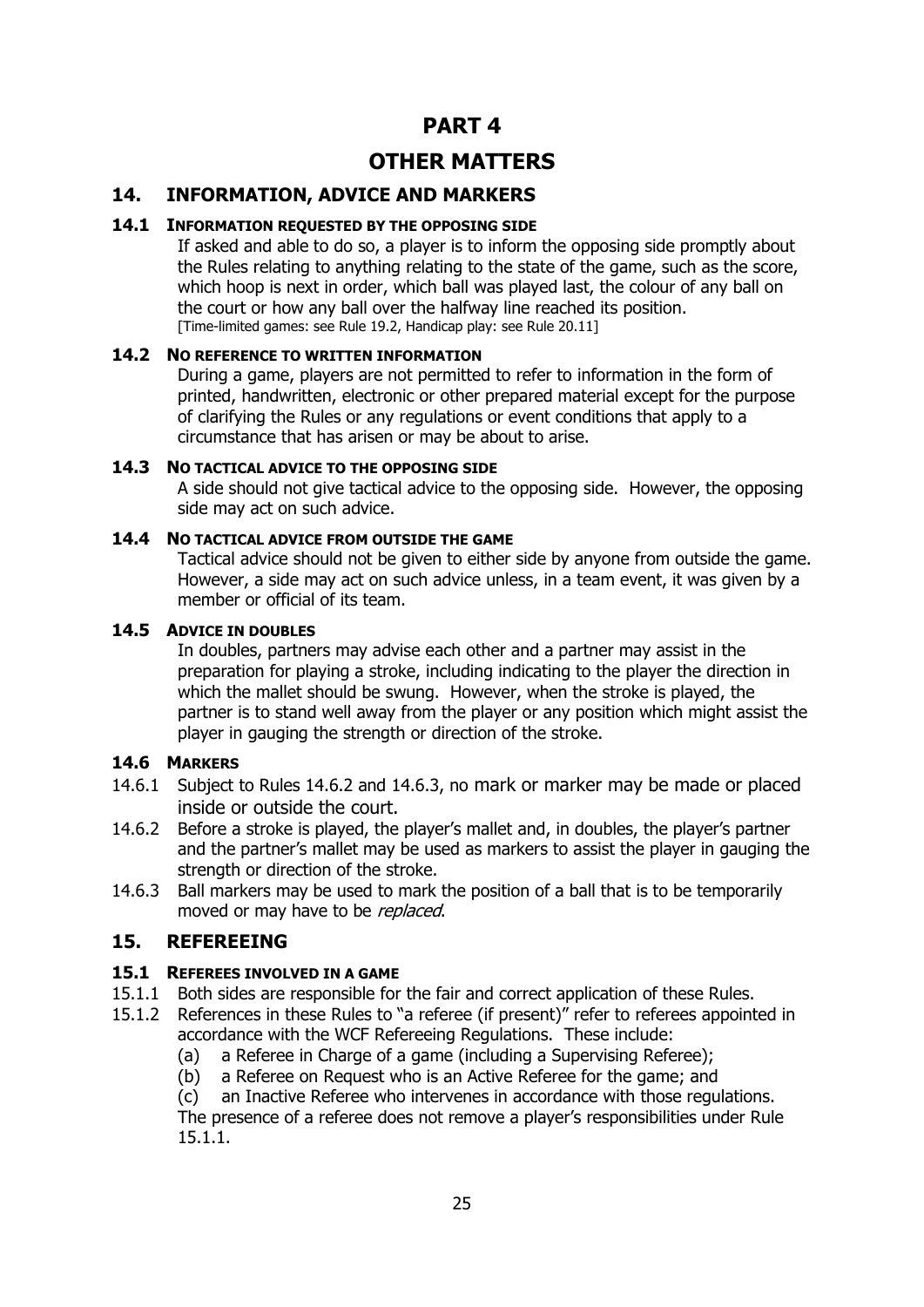# PART 4

# OTHER MATTERS

## 14. INFORMATION, ADVICE AND MARKERS

### 14.1 INFORMATION REQUESTED BY THE OPPOSING SIDE

If asked and able to do so, a player is to inform the opposing side promptly about the Rules relating to anything relating to the state of the game, such as the score, which hoop is next in order, which ball was played last, the colour of any ball on the court or how any ball over the halfway line reached its position.
[Time-limited games: see Rule 19.2, Handicap play: see Rule 20.11]

### 14.2 NO REFERENCE TO WRITTEN INFORMATION

During a game, players are not permitted to refer to information in the form of printed, handwritten, electronic or other prepared material except for the purpose of clarifying the Rules or any regulations or event conditions that apply to a circumstance that has arisen or may be about to arise.

### 14.3 NO TACTICAL ADVICE TO THE OPPOSING SIDE

A side should not give tactical advice to the opposing side. However, the opposing side may act on such advice.

### 14.4 NO TACTICAL ADVICE FROM OUTSIDE THE GAME

Tactical advice should not be given to either side by anyone from outside the game. However, a side may act on such advice unless, in a team event, it was given by a member or official of its team.

### 14.5 ADVICE IN DOUBLES

In doubles, partners may advise each other and a partner may assist in the preparation for playing a stroke, including indicating to the player the direction in which the mallet should be swung. However, when the stroke is played, the partner is to stand well away from the player or any position which might assist the player in gauging the strength or direction of the stroke.

### 14.6 MARKERS

14.6.1 Subject to Rules 14.6.2 and 14.6.3, no mark or marker may be made or placed inside or outside the court.

14.6.2 Before a stroke is played, the player's mallet and, in doubles, the player's partner and the partner's mallet may be used as markers to assist the player in gauging the strength or direction of the stroke.

14.6.3 Ball markers may be used to mark the position of a ball that is to be temporarily moved or may have to be *replaced*.

## 15. REFEREEING

### 15.1 REFEREES INVOLVED IN A GAME

15.1.1 Both sides are responsible for the fair and correct application of these Rules.

15.1.2 References in these Rules to "a referee (if present)" refer to referees appointed in accordance with the WCF Refereeing Regulations. These include:

(a) a Referee in Charge of a game (including a Supervising Referee);
(b) a Referee on Request who is an Active Referee for the game; and
(c) an Inactive Referee who intervenes in accordance with those regulations.

The presence of a referee does not remove a player's responsibilities under Rule 15.1.1.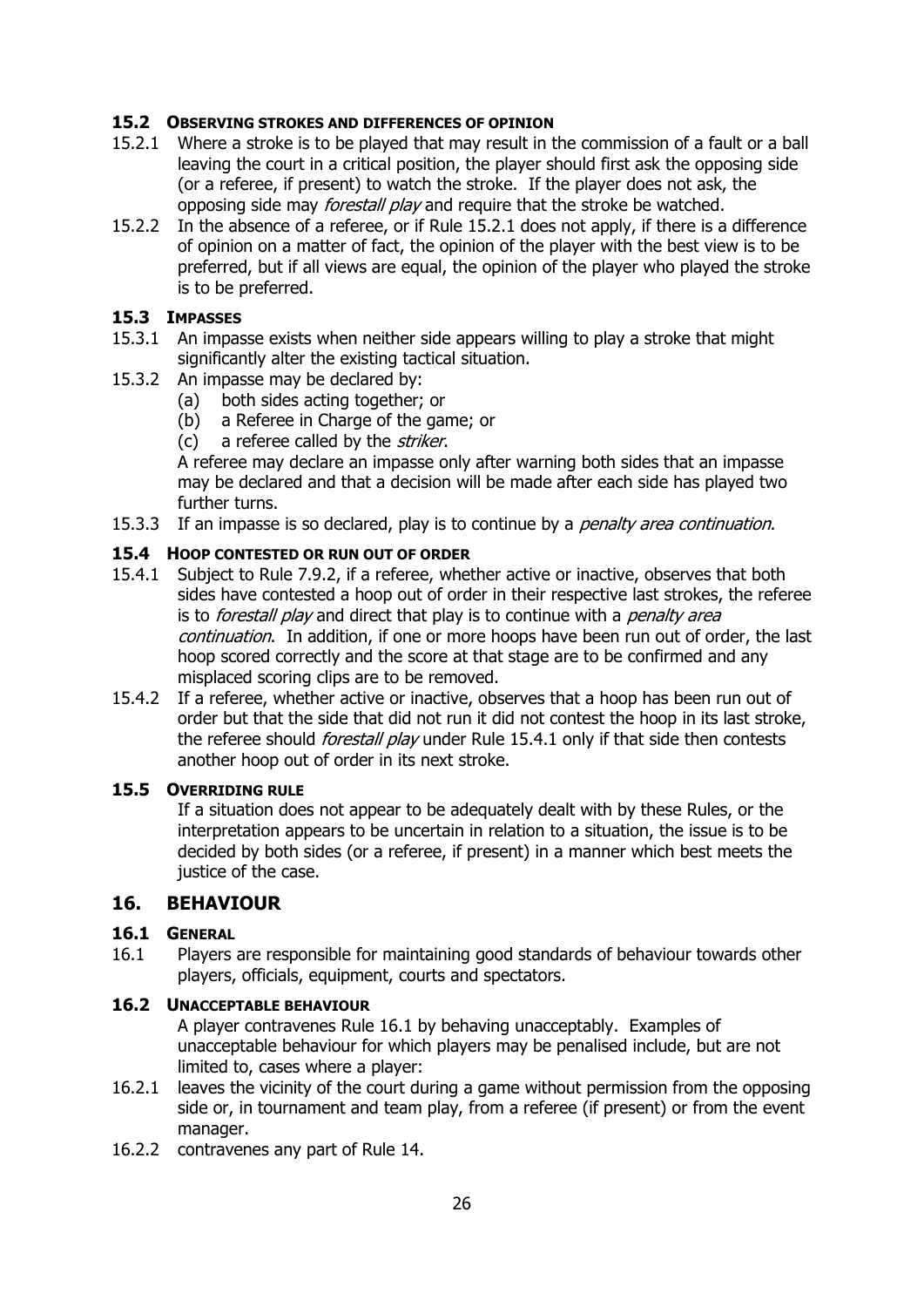### 15.2 OBSERVING STROKES AND DIFFERENCES OF OPINION

15.2.1 Where a stroke is to be played that may result in the commission of a fault or a ball leaving the court in a critical position, the player should first ask the opposing side (or a referee, if present) to watch the stroke. If the player does not ask, the opposing side may *forestall play* and require that the stroke be watched.

15.2.2 In the absence of a referee, or if Rule 15.2.1 does not apply, if there is a difference of opinion on a matter of fact, the opinion of the player with the best view is to be preferred, but if all views are equal, the opinion of the player who played the stroke is to be preferred.

### 15.3 IMPASSES

15.3.1 An impasse exists when neither side appears willing to play a stroke that might significantly alter the existing tactical situation.

15.3.2 An impasse may be declared by:

(a) both sides acting together; or
(b) a Referee in Charge of the game; or
(c) a referee called by the *striker*.

A referee may declare an impasse only after warning both sides that an impasse may be declared and that a decision will be made after each side has played two further turns.

15.3.3 If an impasse is so declared, play is to continue by a *penalty area continuation*.

### 15.4 HOOP CONTESTED OR RUN OUT OF ORDER

15.4.1 Subject to Rule 7.9.2, if a referee, whether active or inactive, observes that both sides have contested a hoop out of order in their respective last strokes, the referee is to *forestall play* and direct that play is to continue with a *penalty area continuation*. In addition, if one or more hoops have been run out of order, the last hoop scored correctly and the score at that stage are to be confirmed and any misplaced scoring clips are to be removed.

15.4.2 If a referee, whether active or inactive, observes that a hoop has been run out of order but that the side that did not run it did not contest the hoop in its last stroke, the referee should *forestall play* under Rule 15.4.1 only if that side then contests another hoop out of order in its next stroke.

### 15.5 OVERRIDING RULE

If a situation does not appear to be adequately dealt with by these Rules, or the interpretation appears to be uncertain in relation to a situation, the issue is to be decided by both sides (or a referee, if present) in a manner which best meets the justice of the case.

## 16. BEHAVIOUR

### 16.1 GENERAL

16.1 Players are responsible for maintaining good standards of behaviour towards other players, officials, equipment, courts and spectators.

### 16.2 UNACCEPTABLE BEHAVIOUR

A player contravenes Rule 16.1 by behaving unacceptably. Examples of unacceptable behaviour for which players may be penalised include, but are not limited to, cases where a player:

16.2.1 leaves the vicinity of the court during a game without permission from the opposing side or, in tournament and team play, from a referee (if present) or from the event manager.

16.2.2 contravenes any part of Rule 14.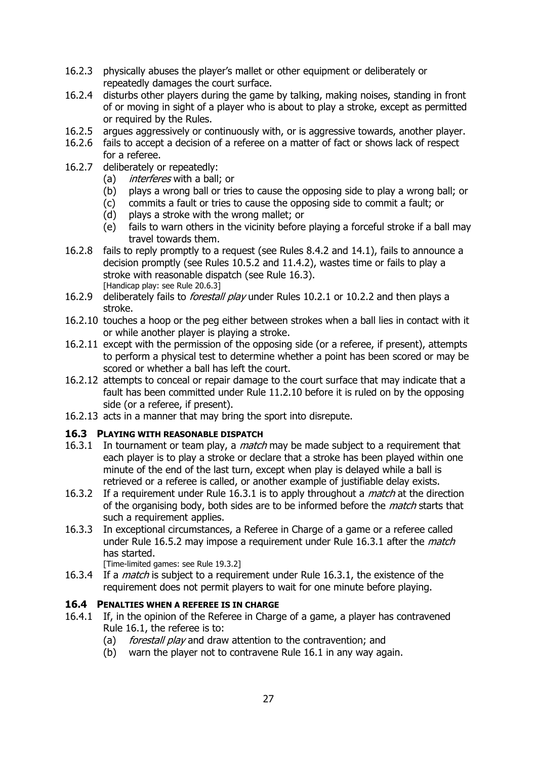16.2.3 physically abuses the player's mallet or other equipment or deliberately or repeatedly damages the court surface.

16.2.4 disturbs other players during the game by talking, making noises, standing in front of or moving in sight of a player who is about to play a stroke, except as permitted or required by the Rules.

16.2.5 argues aggressively or continuously with, or is aggressive towards, another player.

16.2.6 fails to accept a decision of a referee on a matter of fact or shows lack of respect for a referee.

16.2.7 deliberately or repeatedly:

- (a) *interferes* with a ball; or
- (b) plays a wrong ball or tries to cause the opposing side to play a wrong ball; or
- (c) commits a fault or tries to cause the opposing side to commit a fault; or
- (d) plays a stroke with the wrong mallet; or
- (e) fails to warn others in the vicinity before playing a forceful stroke if a ball may travel towards them.

16.2.8 fails to reply promptly to a request (see Rules 8.4.2 and 14.1), fails to announce a decision promptly (see Rules 10.5.2 and 11.4.2), wastes time or fails to play a stroke with reasonable dispatch (see Rule 16.3).
[Handicap play: see Rule 20.6.3]

16.2.9 deliberately fails to *forestall play* under Rules 10.2.1 or 10.2.2 and then plays a stroke.

16.2.10 touches a hoop or the peg either between strokes when a ball lies in contact with it or while another player is playing a stroke.

16.2.11 except with the permission of the opposing side (or a referee, if present), attempts to perform a physical test to determine whether a point has been scored or may be scored or whether a ball has left the court.

16.2.12 attempts to conceal or repair damage to the court surface that may indicate that a fault has been committed under Rule 11.2.10 before it is ruled on by the opposing side (or a referee, if present).

16.2.13 acts in a manner that may bring the sport into disrepute.

### 16.3 PLAYING WITH REASONABLE DISPATCH

16.3.1 In tournament or team play, a *match* may be made subject to a requirement that each player is to play a stroke or declare that a stroke has been played within one minute of the end of the last turn, except when play is delayed while a ball is retrieved or a referee is called, or another example of justifiable delay exists.

16.3.2 If a requirement under Rule 16.3.1 is to apply throughout a *match* at the direction of the organising body, both sides are to be informed before the *match* starts that such a requirement applies.

16.3.3 In exceptional circumstances, a Referee in Charge of a game or a referee called under Rule 16.5.2 may impose a requirement under Rule 16.3.1 after the *match* has started.
[Time-limited games: see Rule 19.3.2]

16.3.4 If a *match* is subject to a requirement under Rule 16.3.1, the existence of the requirement does not permit players to wait for one minute before playing.

### 16.4 PENALTIES WHEN A REFEREE IS IN CHARGE

16.4.1 If, in the opinion of the Referee in Charge of a game, a player has contravened Rule 16.1, the referee is to:

- (a) *forestall play* and draw attention to the contravention; and
- (b) warn the player not to contravene Rule 16.1 in any way again.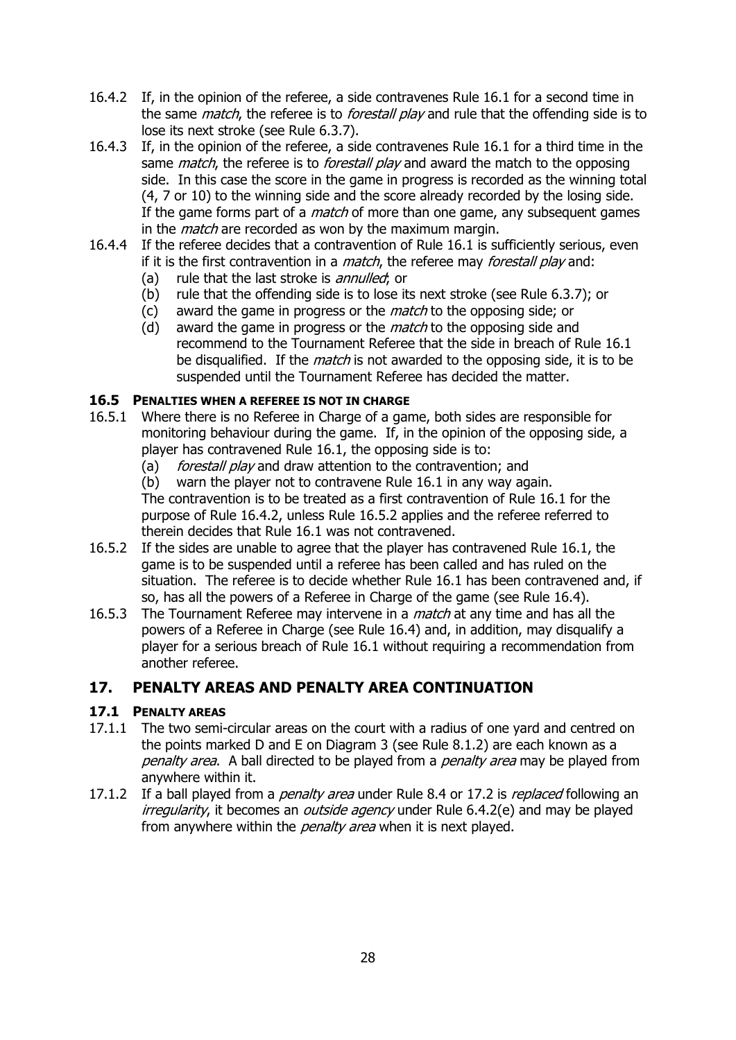16.4.2 If, in the opinion of the referee, a side contravenes Rule 16.1 for a second time in the same *match*, the referee is to *forestall play* and rule that the offending side is to lose its next stroke (see Rule 6.3.7).

16.4.3 If, in the opinion of the referee, a side contravenes Rule 16.1 for a third time in the same *match*, the referee is to *forestall play* and award the match to the opposing side. In this case the score in the game in progress is recorded as the winning total (4, 7 or 10) to the winning side and the score already recorded by the losing side. If the game forms part of a *match* of more than one game, any subsequent games in the *match* are recorded as won by the maximum margin.

16.4.4 If the referee decides that a contravention of Rule 16.1 is sufficiently serious, even if it is the first contravention in a *match*, the referee may *forestall play* and:

- (a) rule that the last stroke is *annulled*; or
- (b) rule that the offending side is to lose its next stroke (see Rule 6.3.7); or
- (c) award the game in progress or the *match* to the opposing side; or
- (d) award the game in progress or the *match* to the opposing side and recommend to the Tournament Referee that the side in breach of Rule 16.1 be disqualified. If the *match* is not awarded to the opposing side, it is to be suspended until the Tournament Referee has decided the matter.

### 16.5 PENALTIES WHEN A REFEREE IS NOT IN CHARGE

16.5.1 Where there is no Referee in Charge of a game, both sides are responsible for monitoring behaviour during the game. If, in the opinion of the opposing side, a player has contravened Rule 16.1, the opposing side is to:

- (a) *forestall play* and draw attention to the contravention; and
- (b) warn the player not to contravene Rule 16.1 in any way again.

The contravention is to be treated as a first contravention of Rule 16.1 for the purpose of Rule 16.4.2, unless Rule 16.5.2 applies and the referee referred to therein decides that Rule 16.1 was not contravened.

16.5.2 If the sides are unable to agree that the player has contravened Rule 16.1, the game is to be suspended until a referee has been called and has ruled on the situation. The referee is to decide whether Rule 16.1 has been contravened and, if so, has all the powers of a Referee in Charge of the game (see Rule 16.4).

16.5.3 The Tournament Referee may intervene in a *match* at any time and has all the powers of a Referee in Charge (see Rule 16.4) and, in addition, may disqualify a player for a serious breach of Rule 16.1 without requiring a recommendation from another referee.

## 17. PENALTY AREAS AND PENALTY AREA CONTINUATION

### 17.1 PENALTY AREAS

17.1.1 The two semi-circular areas on the court with a radius of one yard and centred on the points marked D and E on Diagram 3 (see Rule 8.1.2) are each known as a *penalty area*. A ball directed to be played from a *penalty area* may be played from anywhere within it.

17.1.2 If a ball played from a *penalty area* under Rule 8.4 or 17.2 is *replaced* following an *irregularity*, it becomes an *outside agency* under Rule 6.4.2(e) and may be played from anywhere within the *penalty area* when it is next played.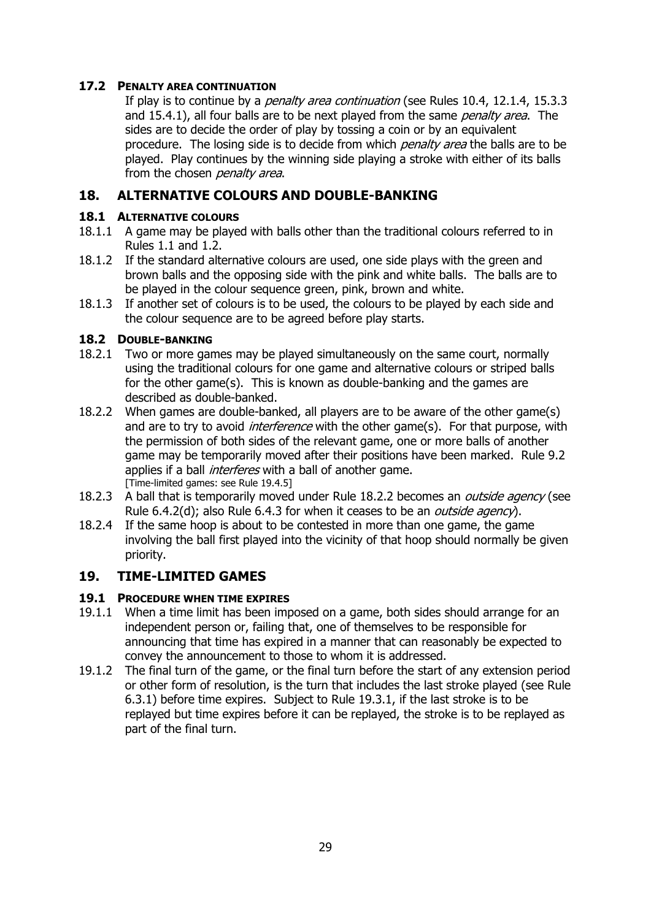### 17.2 Penalty area continuation

If play is to continue by a *penalty area continuation* (see Rules 10.4, 12.1.4, 15.3.3 and 15.4.1), all four balls are to be next played from the same *penalty area*. The sides are to decide the order of play by tossing a coin or by an equivalent procedure. The losing side is to decide from which *penalty area* the balls are to be played. Play continues by the winning side playing a stroke with either of its balls from the chosen *penalty area*.

## 18. ALTERNATIVE COLOURS AND DOUBLE-BANKING

### 18.1 Alternative colours

18.1.1 A game may be played with balls other than the traditional colours referred to in Rules 1.1 and 1.2.

18.1.2 If the standard alternative colours are used, one side plays with the green and brown balls and the opposing side with the pink and white balls. The balls are to be played in the colour sequence green, pink, brown and white.

18.1.3 If another set of colours is to be used, the colours to be played by each side and the colour sequence are to be agreed before play starts.

### 18.2 Double-banking

18.2.1 Two or more games may be played simultaneously on the same court, normally using the traditional colours for one game and alternative colours or striped balls for the other game(s). This is known as double-banking and the games are described as double-banked.

18.2.2 When games are double-banked, all players are to be aware of the other game(s) and are to try to avoid *interference* with the other game(s). For that purpose, with the permission of both sides of the relevant game, one or more balls of another game may be temporarily moved after their positions have been marked. Rule 9.2 applies if a ball *interferes* with a ball of another game.
[Time-limited games: see Rule 19.4.5]

18.2.3 A ball that is temporarily moved under Rule 18.2.2 becomes an *outside agency* (see Rule 6.4.2(d); also Rule 6.4.3 for when it ceases to be an *outside agency*).

18.2.4 If the same hoop is about to be contested in more than one game, the game involving the ball first played into the vicinity of that hoop should normally be given priority.

## 19. TIME-LIMITED GAMES

### 19.1 Procedure when time expires

19.1.1 When a time limit has been imposed on a game, both sides should arrange for an independent person or, failing that, one of themselves to be responsible for announcing that time has expired in a manner that can reasonably be expected to convey the announcement to those to whom it is addressed.

19.1.2 The final turn of the game, or the final turn before the start of any extension period or other form of resolution, is the turn that includes the last stroke played (see Rule 6.3.1) before time expires. Subject to Rule 19.3.1, if the last stroke is to be replayed but time expires before it can be replayed, the stroke is to be replayed as part of the final turn.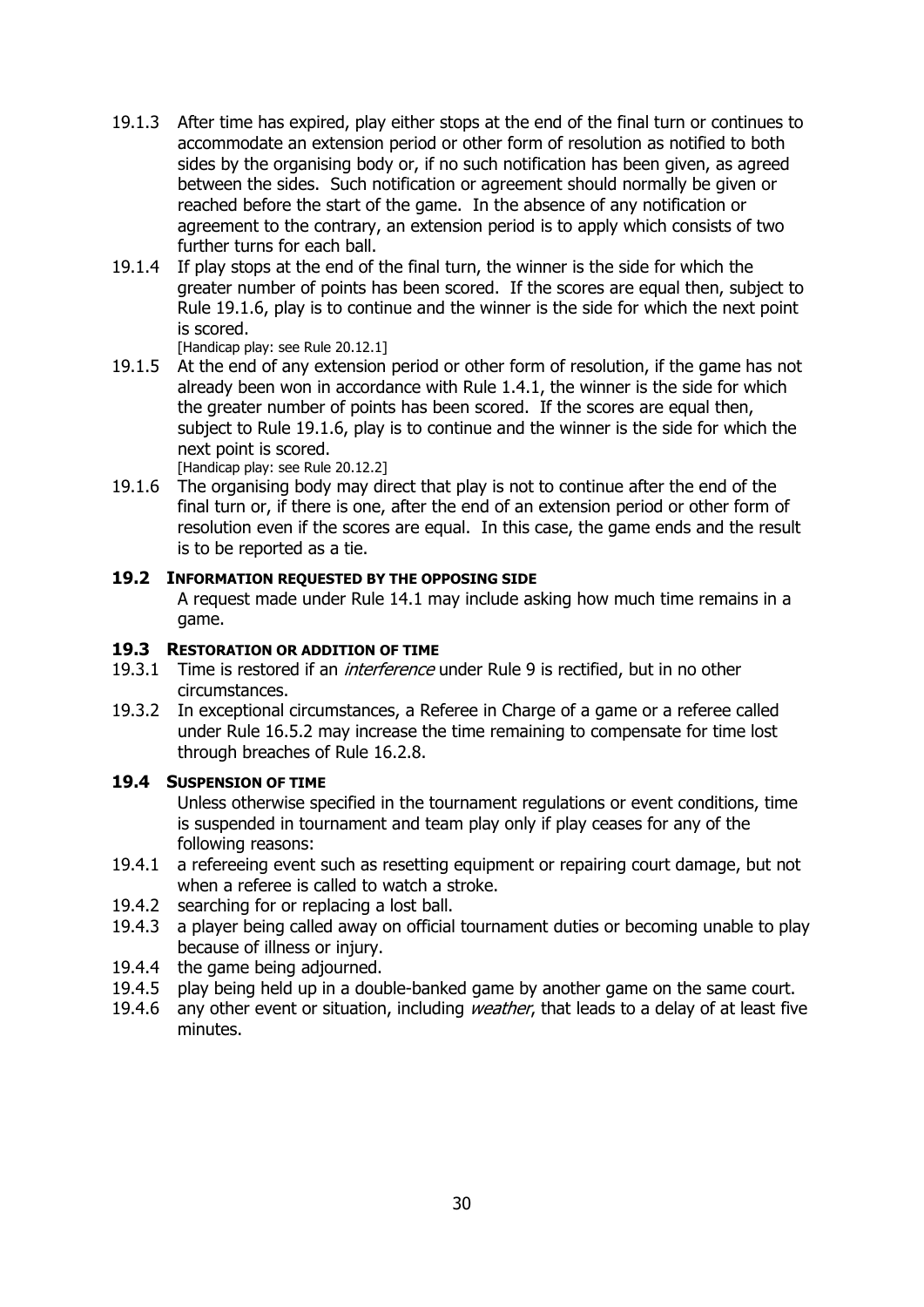19.1.3 After time has expired, play either stops at the end of the final turn or continues to accommodate an extension period or other form of resolution as notified to both sides by the organising body or, if no such notification has been given, as agreed between the sides. Such notification or agreement should normally be given or reached before the start of the game. In the absence of any notification or agreement to the contrary, an extension period is to apply which consists of two further turns for each ball.

19.1.4 If play stops at the end of the final turn, the winner is the side for which the greater number of points has been scored. If the scores are equal then, subject to Rule 19.1.6, play is to continue and the winner is the side for which the next point is scored.
[Handicap play: see Rule 20.12.1]

19.1.5 At the end of any extension period or other form of resolution, if the game has not already been won in accordance with Rule 1.4.1, the winner is the side for which the greater number of points has been scored. If the scores are equal then, subject to Rule 19.1.6, play is to continue and the winner is the side for which the next point is scored.
[Handicap play: see Rule 20.12.2]

19.1.6 The organising body may direct that play is not to continue after the end of the final turn or, if there is one, after the end of an extension period or other form of resolution even if the scores are equal. In this case, the game ends and the result is to be reported as a tie.

### 19.2 INFORMATION REQUESTED BY THE OPPOSING SIDE

A request made under Rule 14.1 may include asking how much time remains in a game.

### 19.3 RESTORATION OR ADDITION OF TIME

19.3.1 Time is restored if an *interference* under Rule 9 is rectified, but in no other circumstances.

19.3.2 In exceptional circumstances, a Referee in Charge of a game or a referee called under Rule 16.5.2 may increase the time remaining to compensate for time lost through breaches of Rule 16.2.8.

### 19.4 SUSPENSION OF TIME

Unless otherwise specified in the tournament regulations or event conditions, time is suspended in tournament and team play only if play ceases for any of the following reasons:

19.4.1 a refereeing event such as resetting equipment or repairing court damage, but not when a referee is called to watch a stroke.

19.4.2 searching for or replacing a lost ball.

19.4.3 a player being called away on official tournament duties or becoming unable to play because of illness or injury.

19.4.4 the game being adjourned.

19.4.5 play being held up in a double-banked game by another game on the same court.

19.4.6 any other event or situation, including *weather*, that leads to a delay of at least five minutes.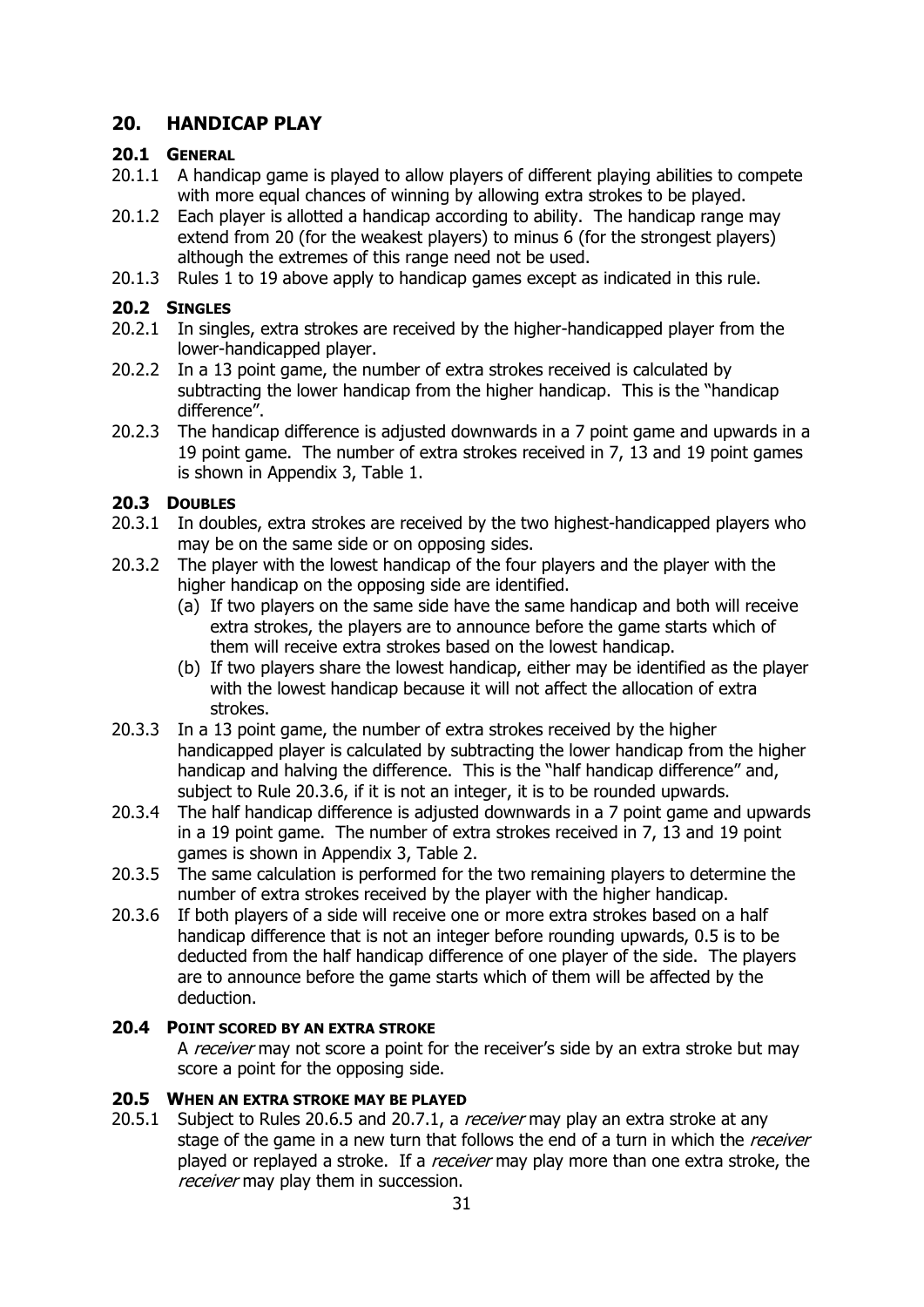## 20. HANDICAP PLAY

### 20.1 GENERAL

20.1.1 A handicap game is played to allow players of different playing abilities to compete with more equal chances of winning by allowing extra strokes to be played.

20.1.2 Each player is allotted a handicap according to ability. The handicap range may extend from 20 (for the weakest players) to minus 6 (for the strongest players) although the extremes of this range need not be used.

20.1.3 Rules 1 to 19 above apply to handicap games except as indicated in this rule.

### 20.2 SINGLES

20.2.1 In singles, extra strokes are received by the higher-handicapped player from the lower-handicapped player.

20.2.2 In a 13 point game, the number of extra strokes received is calculated by subtracting the lower handicap from the higher handicap. This is the "handicap difference".

20.2.3 The handicap difference is adjusted downwards in a 7 point game and upwards in a 19 point game. The number of extra strokes received in 7, 13 and 19 point games is shown in Appendix 3, Table 1.

### 20.3 DOUBLES

20.3.1 In doubles, extra strokes are received by the two highest-handicapped players who may be on the same side or on opposing sides.

20.3.2 The player with the lowest handicap of the four players and the player with the higher handicap on the opposing side are identified.

(a) If two players on the same side have the same handicap and both will receive extra strokes, the players are to announce before the game starts which of them will receive extra strokes based on the lowest handicap.

(b) If two players share the lowest handicap, either may be identified as the player with the lowest handicap because it will not affect the allocation of extra strokes.

20.3.3 In a 13 point game, the number of extra strokes received by the higher handicapped player is calculated by subtracting the lower handicap from the higher handicap and halving the difference. This is the "half handicap difference" and, subject to Rule 20.3.6, if it is not an integer, it is to be rounded upwards.

20.3.4 The half handicap difference is adjusted downwards in a 7 point game and upwards in a 19 point game. The number of extra strokes received in 7, 13 and 19 point games is shown in Appendix 3, Table 2.

20.3.5 The same calculation is performed for the two remaining players to determine the number of extra strokes received by the player with the higher handicap.

20.3.6 If both players of a side will receive one or more extra strokes based on a half handicap difference that is not an integer before rounding upwards, 0.5 is to be deducted from the half handicap difference of one player of the side. The players are to announce before the game starts which of them will be affected by the deduction.

### 20.4 POINT SCORED BY AN EXTRA STROKE

A *receiver* may not score a point for the receiver's side by an extra stroke but may score a point for the opposing side.

### 20.5 WHEN AN EXTRA STROKE MAY BE PLAYED

20.5.1 Subject to Rules 20.6.5 and 20.7.1, a *receiver* may play an extra stroke at any stage of the game in a new turn that follows the end of a turn in which the *receiver* played or replayed a stroke. If a *receiver* may play more than one extra stroke, the *receiver* may play them in succession.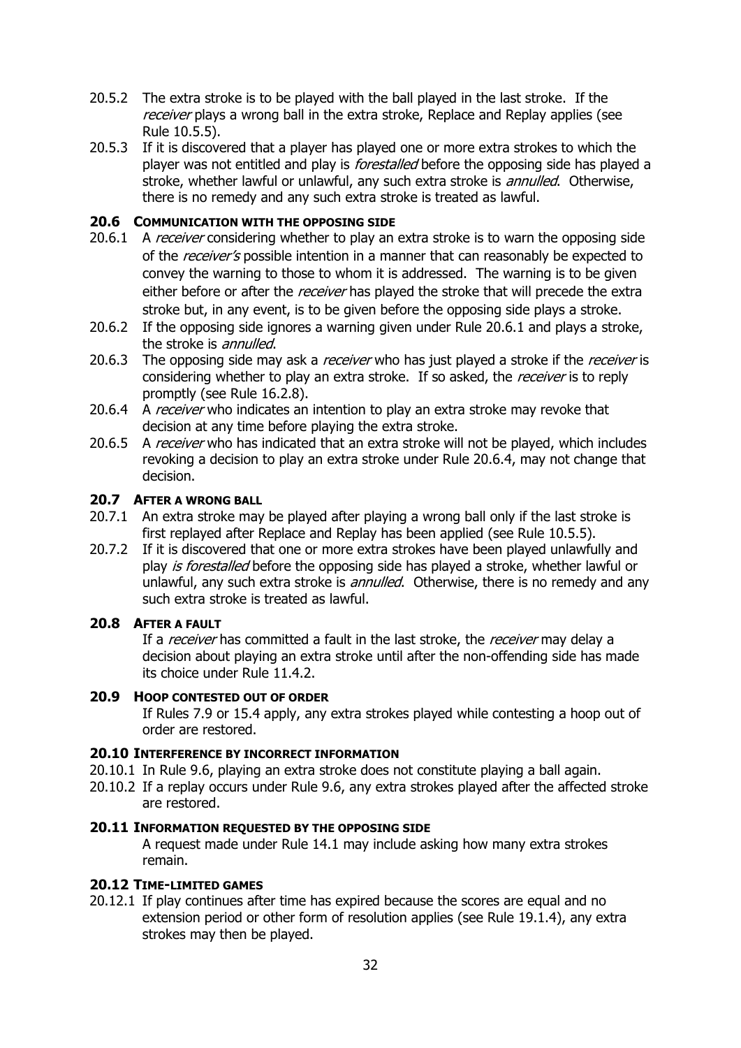20.5.2 The extra stroke is to be played with the ball played in the last stroke. If the *receiver* plays a wrong ball in the extra stroke, Replace and Replay applies (see Rule 10.5.5).

20.5.3 If it is discovered that a player has played one or more extra strokes to which the player was not entitled and play is *forestalled* before the opposing side has played a stroke, whether lawful or unlawful, any such extra stroke is *annulled*. Otherwise, there is no remedy and any such extra stroke is treated as lawful.

### 20.6 COMMUNICATION WITH THE OPPOSING SIDE

20.6.1 A *receiver* considering whether to play an extra stroke is to warn the opposing side of the *receiver's* possible intention in a manner that can reasonably be expected to convey the warning to those to whom it is addressed. The warning is to be given either before or after the *receiver* has played the stroke that will precede the extra stroke but, in any event, is to be given before the opposing side plays a stroke.

20.6.2 If the opposing side ignores a warning given under Rule 20.6.1 and plays a stroke, the stroke is *annulled*.

20.6.3 The opposing side may ask a *receiver* who has just played a stroke if the *receiver* is considering whether to play an extra stroke. If so asked, the *receiver* is to reply promptly (see Rule 16.2.8).

20.6.4 A *receiver* who indicates an intention to play an extra stroke may revoke that decision at any time before playing the extra stroke.

20.6.5 A *receiver* who has indicated that an extra stroke will not be played, which includes revoking a decision to play an extra stroke under Rule 20.6.4, may not change that decision.

### 20.7 AFTER A WRONG BALL

20.7.1 An extra stroke may be played after playing a wrong ball only if the last stroke is first replayed after Replace and Replay has been applied (see Rule 10.5.5).

20.7.2 If it is discovered that one or more extra strokes have been played unlawfully and play *is forestalled* before the opposing side has played a stroke, whether lawful or unlawful, any such extra stroke is *annulled*. Otherwise, there is no remedy and any such extra stroke is treated as lawful.

### 20.8 AFTER A FAULT

If a *receiver* has committed a fault in the last stroke, the *receiver* may delay a decision about playing an extra stroke until after the non-offending side has made its choice under Rule 11.4.2.

### 20.9 HOOP CONTESTED OUT OF ORDER

If Rules 7.9 or 15.4 apply, any extra strokes played while contesting a hoop out of order are restored.

### 20.10 INTERFERENCE BY INCORRECT INFORMATION

20.10.1 In Rule 9.6, playing an extra stroke does not constitute playing a ball again.

20.10.2 If a replay occurs under Rule 9.6, any extra strokes played after the affected stroke are restored.

### 20.11 INFORMATION REQUESTED BY THE OPPOSING SIDE

A request made under Rule 14.1 may include asking how many extra strokes remain.

### 20.12 TIME-LIMITED GAMES

20.12.1 If play continues after time has expired because the scores are equal and no extension period or other form of resolution applies (see Rule 19.1.4), any extra strokes may then be played.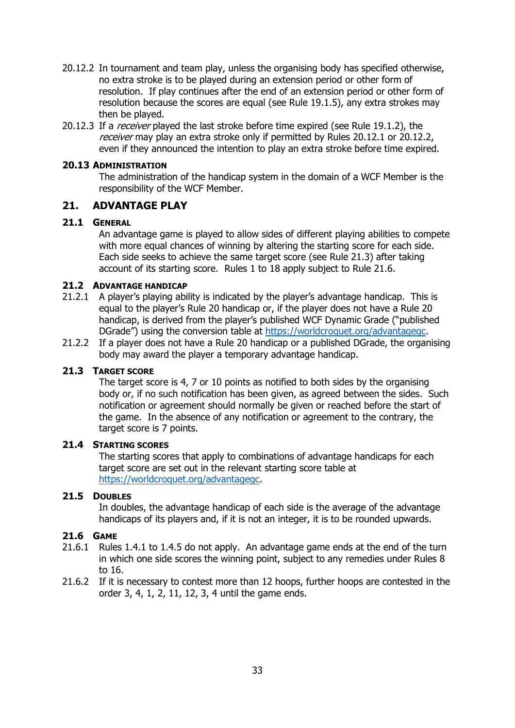20.12.2 In tournament and team play, unless the organising body has specified otherwise, no extra stroke is to be played during an extension period or other form of resolution. If play continues after the end of an extension period or other form of resolution because the scores are equal (see Rule 19.1.5), any extra strokes may then be played.

20.12.3 If a *receiver* played the last stroke before time expired (see Rule 19.1.2), the *receiver* may play an extra stroke only if permitted by Rules 20.12.1 or 20.12.2, even if they announced the intention to play an extra stroke before time expired.

### 20.13 Administration

The administration of the handicap system in the domain of a WCF Member is the responsibility of the WCF Member.

## 21. ADVANTAGE PLAY

### 21.1 General

An advantage game is played to allow sides of different playing abilities to compete with more equal chances of winning by altering the starting score for each side. Each side seeks to achieve the same target score (see Rule 21.3) after taking account of its starting score. Rules 1 to 18 apply subject to Rule 21.6.

### 21.2 Advantage handicap

21.2.1 A player's playing ability is indicated by the player's advantage handicap. This is equal to the player's Rule 20 handicap or, if the player does not have a Rule 20 handicap, is derived from the player's published WCF Dynamic Grade ("published DGrade") using the conversion table at https://worldcroquet.org/advantagegc.

21.2.2 If a player does not have a Rule 20 handicap or a published DGrade, the organising body may award the player a temporary advantage handicap.

### 21.3 Target score

The target score is 4, 7 or 10 points as notified to both sides by the organising body or, if no such notification has been given, as agreed between the sides. Such notification or agreement should normally be given or reached before the start of the game. In the absence of any notification or agreement to the contrary, the target score is 7 points.

### 21.4 Starting scores

The starting scores that apply to combinations of advantage handicaps for each target score are set out in the relevant starting score table at https://worldcroquet.org/advantagegc.

### 21.5 Doubles

In doubles, the advantage handicap of each side is the average of the advantage handicaps of its players and, if it is not an integer, it is to be rounded upwards.

### 21.6 Game

21.6.1 Rules 1.4.1 to 1.4.5 do not apply. An advantage game ends at the end of the turn in which one side scores the winning point, subject to any remedies under Rules 8 to 16.

21.6.2 If it is necessary to contest more than 12 hoops, further hoops are contested in the order 3, 4, 1, 2, 11, 12, 3, 4 until the game ends.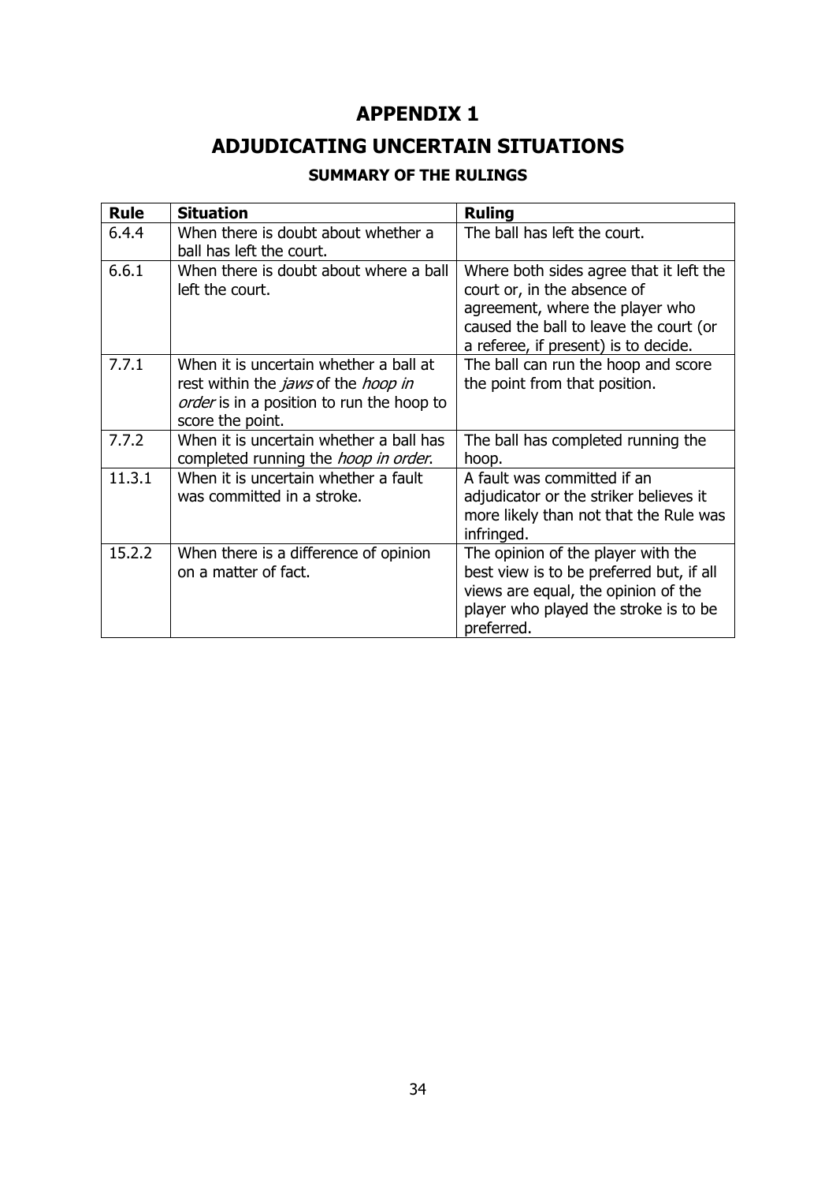# APPENDIX 1

# ADJUDICATING UNCERTAIN SITUATIONS

### SUMMARY OF THE RULINGS

| Rule | Situation | Ruling |
|---|---|---|
| 6.4.4 | When there is doubt about whether a ball has left the court. | The ball has left the court. |
| 6.6.1 | When there is doubt about where a ball left the court. | Where both sides agree that it left the court or, in the absence of agreement, where the player who caused the ball to leave the court (or a referee, if present) is to decide. |
| 7.7.1 | When it is uncertain whether a ball at rest within the *jaws* of the *hoop in order* is in a position to run the hoop to score the point. | The ball can run the hoop and score the point from that position. |
| 7.7.2 | When it is uncertain whether a ball has completed running the *hoop in order*. | The ball has completed running the hoop. |
| 11.3.1 | When it is uncertain whether a fault was committed in a stroke. | A fault was committed if an adjudicator or the striker believes it more likely than not that the Rule was infringed. |
| 15.2.2 | When there is a difference of opinion on a matter of fact. | The opinion of the player with the best view is to be preferred but, if all views are equal, the opinion of the player who played the stroke is to be preferred. |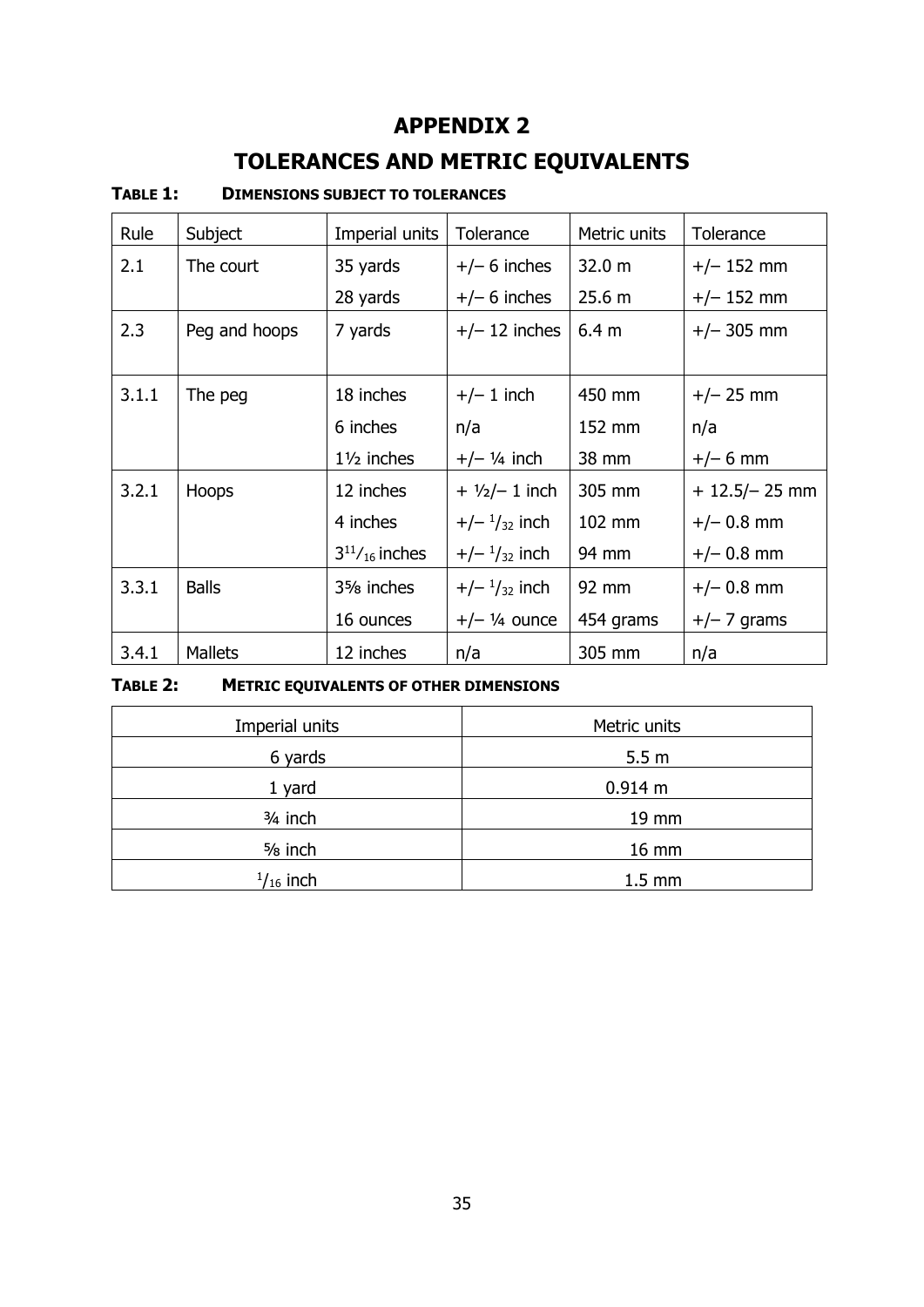# APPENDIX 2

# TOLERANCES AND METRIC EQUIVALENTS

**TABLE 1: DIMENSIONS SUBJECT TO TOLERANCES**

| Rule | Subject | Imperial units | Tolerance | Metric units | Tolerance |
|---|---|---|---|---|---|
| 2.1 | The court | 35 yards | +/– 6 inches | 32.0 m | +/– 152 mm |
| | | 28 yards | +/– 6 inches | 25.6 m | +/– 152 mm |
| 2.3 | Peg and hoops | 7 yards | +/– 12 inches | 6.4 m | +/– 305 mm |
| 3.1.1 | The peg | 18 inches | +/– 1 inch | 450 mm | +/– 25 mm |
| | | 6 inches | n/a | 152 mm | n/a |
| | | 1½ inches | +/– ¼ inch | 38 mm | +/– 6 mm |
| 3.2.1 | Hoops | 12 inches | + ½/– 1 inch | 305 mm | + 12.5/– 25 mm |
| | | 4 inches | +/– 1/32 inch | 102 mm | +/– 0.8 mm |
| | | 3 11/16 inches | +/– 1/32 inch | 94 mm | +/– 0.8 mm |
| 3.3.1 | Balls | 3⅝ inches | +/– 1/32 inch | 92 mm | +/– 0.8 mm |
| | | 16 ounces | +/– ¼ ounce | 454 grams | +/– 7 grams |
| 3.4.1 | Mallets | 12 inches | n/a | 305 mm | n/a |

**TABLE 2: METRIC EQUIVALENTS OF OTHER DIMENSIONS**

| Imperial units | Metric units |
|---|---|
| 6 yards | 5.5 m |
| 1 yard | 0.914 m |
| ¾ inch | 19 mm |
| ⅝ inch | 16 mm |
| 1/16 inch | 1.5 mm |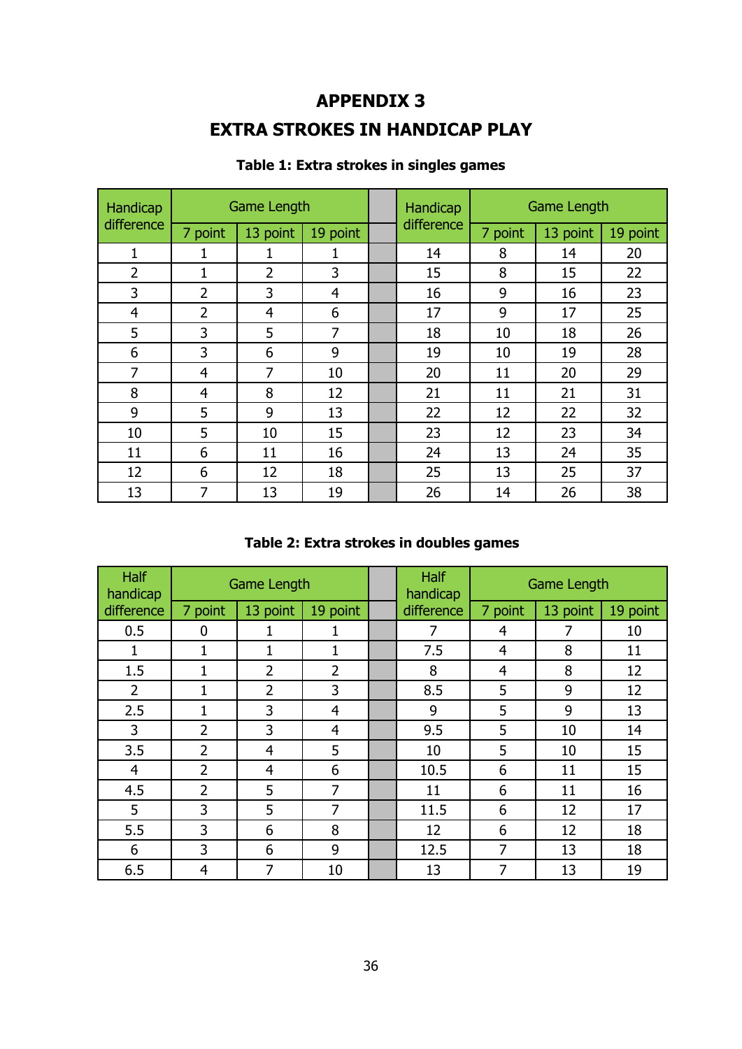# APPENDIX 3

# EXTRA STROKES IN HANDICAP PLAY

**Table 1: Extra strokes in singles games**

| Handicap difference | Game Length | | | | Handicap difference | Game Length | | |
|---|---|---|---|---|---|---|---|---|
| | 7 point | 13 point | 19 point | | | 7 point | 13 point | 19 point |
| 1 | 1 | 1 | 1 | | 14 | 8 | 14 | 20 |
| 2 | 1 | 2 | 3 | | 15 | 8 | 15 | 22 |
| 3 | 2 | 3 | 4 | | 16 | 9 | 16 | 23 |
| 4 | 2 | 4 | 6 | | 17 | 9 | 17 | 25 |
| 5 | 3 | 5 | 7 | | 18 | 10 | 18 | 26 |
| 6 | 3 | 6 | 9 | | 19 | 10 | 19 | 28 |
| 7 | 4 | 7 | 10 | | 20 | 11 | 20 | 29 |
| 8 | 4 | 8 | 12 | | 21 | 11 | 21 | 31 |
| 9 | 5 | 9 | 13 | | 22 | 12 | 22 | 32 |
| 10 | 5 | 10 | 15 | | 23 | 12 | 23 | 34 |
| 11 | 6 | 11 | 16 | | 24 | 13 | 24 | 35 |
| 12 | 6 | 12 | 18 | | 25 | 13 | 25 | 37 |
| 13 | 7 | 13 | 19 | | 26 | 14 | 26 | 38 |

**Table 2: Extra strokes in doubles games**

| Half handicap difference | Game Length | | | | Half handicap difference | Game Length | | |
|---|---|---|---|---|---|---|---|---|
| | 7 point | 13 point | 19 point | | | 7 point | 13 point | 19 point |
| 0.5 | 0 | 1 | 1 | | 7 | 4 | 7 | 10 |
| 1 | 1 | 1 | 1 | | 7.5 | 4 | 8 | 11 |
| 1.5 | 1 | 2 | 2 | | 8 | 4 | 8 | 12 |
| 2 | 1 | 2 | 3 | | 8.5 | 5 | 9 | 12 |
| 2.5 | 1 | 3 | 4 | | 9 | 5 | 9 | 13 |
| 3 | 2 | 3 | 4 | | 9.5 | 5 | 10 | 14 |
| 3.5 | 2 | 4 | 5 | | 10 | 5 | 10 | 15 |
| 4 | 2 | 4 | 6 | | 10.5 | 6 | 11 | 15 |
| 4.5 | 2 | 5 | 7 | | 11 | 6 | 11 | 16 |
| 5 | 3 | 5 | 7 | | 11.5 | 6 | 12 | 17 |
| 5.5 | 3 | 6 | 8 | | 12 | 6 | 12 | 18 |
| 6 | 3 | 6 | 9 | | 12.5 | 7 | 13 | 18 |
| 6.5 | 4 | 7 | 10 | | 13 | 7 | 13 | 19 |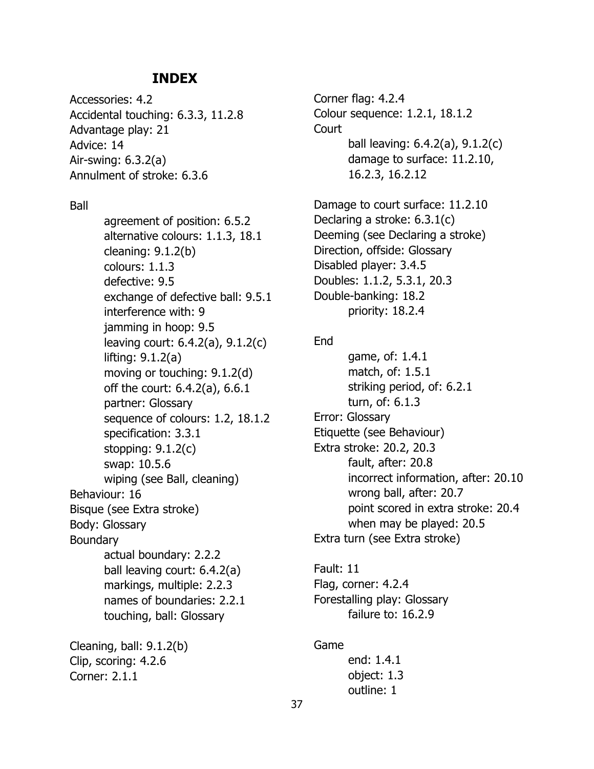## INDEX

Accessories: 4.2
Accidental touching: 6.3.3, 11.2.8
Advantage play: 21
Advice: 14
Air-swing: 6.3.2(a)
Annulment of stroke: 6.3.6

Ball
- agreement of position: 6.5.2
- alternative colours: 1.1.3, 18.1
- cleaning: 9.1.2(b)
- colours: 1.1.3
- defective: 9.5
- exchange of defective ball: 9.5.1
- interference with: 9
- jamming in hoop: 9.5
- leaving court: 6.4.2(a), 9.1.2(c)
- lifting: 9.1.2(a)
- moving or touching: 9.1.2(d)
- off the court: 6.4.2(a), 6.6.1
- partner: Glossary
- sequence of colours: 1.2, 18.1.2
- specification: 3.3.1
- stopping: 9.1.2(c)
- swap: 10.5.6
- wiping (see Ball, cleaning)

Behaviour: 16
Bisque (see Extra stroke)
Body: Glossary
Boundary
- actual boundary: 2.2.2
- ball leaving court: 6.4.2(a)
- markings, multiple: 2.2.3
- names of boundaries: 2.2.1
- touching, ball: Glossary

Cleaning, ball: 9.1.2(b)
Clip, scoring: 4.2.6
Corner: 2.1.1
Corner flag: 4.2.4
Colour sequence: 1.2.1, 18.1.2
Court
- ball leaving: 6.4.2(a), 9.1.2(c)
- damage to surface: 11.2.10, 16.2.3, 16.2.12

Damage to court surface: 11.2.10
Declaring a stroke: 6.3.1(c)
Deeming (see Declaring a stroke)
Direction, offside: Glossary
Disabled player: 3.4.5
Doubles: 1.1.2, 5.3.1, 20.3
Double-banking: 18.2
- priority: 18.2.4

End
- game, of: 1.4.1
- match, of: 1.5.1
- striking period, of: 6.2.1
- turn, of: 6.1.3

Error: Glossary
Etiquette (see Behaviour)
Extra stroke: 20.2, 20.3
- fault, after: 20.8
- incorrect information, after: 20.10
- wrong ball, after: 20.7
- point scored in extra stroke: 20.4
- when may be played: 20.5

Extra turn (see Extra stroke)

Fault: 11
Flag, corner: 4.2.4
Forestalling play: Glossary
- failure to: 16.2.9

Game
- end: 1.4.1
- object: 1.3
- outline: 1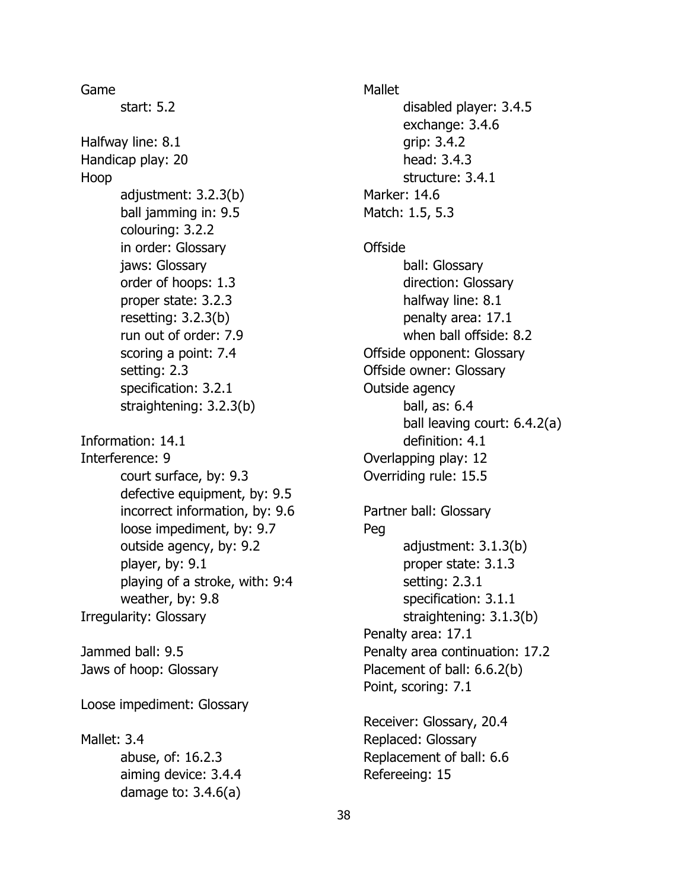Game
- start: 5.2

Halfway line: 8.1
Handicap play: 20
Hoop
- adjustment: 3.2.3(b)
- ball jamming in: 9.5
- colouring: 3.2.2
- in order: Glossary
- jaws: Glossary
- order of hoops: 1.3
- proper state: 3.2.3
- resetting: 3.2.3(b)
- run out of order: 7.9
- scoring a point: 7.4
- setting: 2.3
- specification: 3.2.1
- straightening: 3.2.3(b)

Information: 14.1
Interference: 9
- court surface, by: 9.3
- defective equipment, by: 9.5
- incorrect information, by: 9.6
- loose impediment, by: 9.7
- outside agency, by: 9.2
- player, by: 9.1
- playing of a stroke, with: 9:4
- weather, by: 9.8

Irregularity: Glossary

Jammed ball: 9.5
Jaws of hoop: Glossary

Loose impediment: Glossary

Mallet: 3.4
- abuse, of: 16.2.3
- aiming device: 3.4.4
- damage to: 3.4.6(a)

Mallet
- disabled player: 3.4.5
- exchange: 3.4.6
- grip: 3.4.2
- head: 3.4.3
- structure: 3.4.1

Marker: 14.6
Match: 1.5, 5.3

Offside
- ball: Glossary
- direction: Glossary
- halfway line: 8.1
- penalty area: 17.1
- when ball offside: 8.2

Offside opponent: Glossary
Offside owner: Glossary
Outside agency
- ball, as: 6.4
- ball leaving court: 6.4.2(a)
- definition: 4.1

Overlapping play: 12
Overriding rule: 15.5

Partner ball: Glossary
Peg
- adjustment: 3.1.3(b)
- proper state: 3.1.3
- setting: 2.3.1
- specification: 3.1.1
- straightening: 3.1.3(b)

Penalty area: 17.1
Penalty area continuation: 17.2
Placement of ball: 6.6.2(b)
Point, scoring: 7.1

Receiver: Glossary, 20.4
Replaced: Glossary
Replacement of ball: 6.6
Refereeing: 15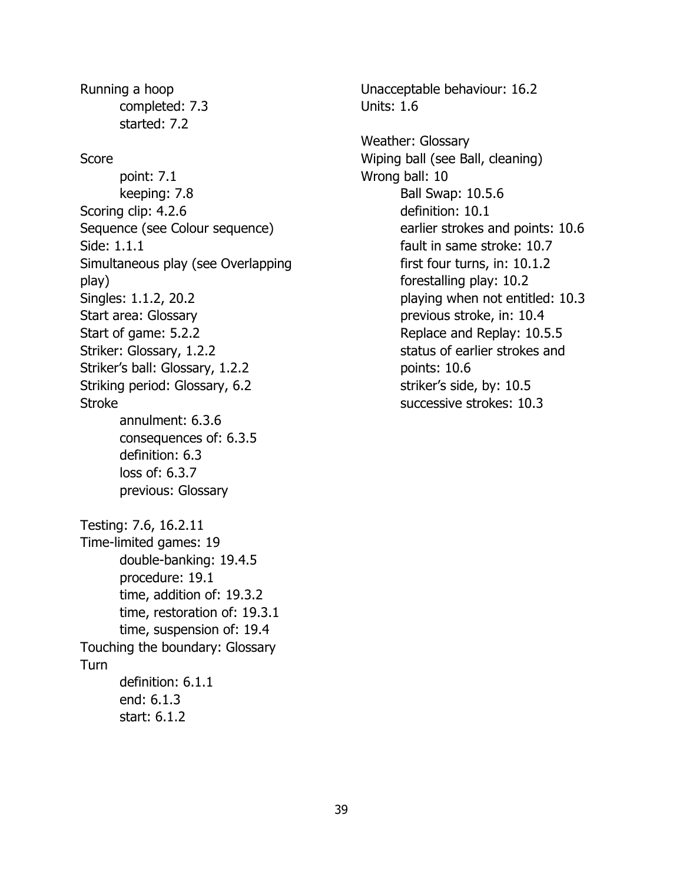Running a hoop
- completed: 7.3
- started: 7.2

Score
- point: 7.1
- keeping: 7.8

Scoring clip: 4.2.6
Sequence (see Colour sequence)
Side: 1.1.1
Simultaneous play (see Overlapping play)
Singles: 1.1.2, 20.2
Start area: Glossary
Start of game: 5.2.2
Striker: Glossary, 1.2.2
Striker's ball: Glossary, 1.2.2
Striking period: Glossary, 6.2
Stroke
- annulment: 6.3.6
- consequences of: 6.3.5
- definition: 6.3
- loss of: 6.3.7
- previous: Glossary

Testing: 7.6, 16.2.11
Time-limited games: 19
- double-banking: 19.4.5
- procedure: 19.1
- time, addition of: 19.3.2
- time, restoration of: 19.3.1
- time, suspension of: 19.4

Touching the boundary: Glossary
Turn
- definition: 6.1.1
- end: 6.1.3
- start: 6.1.2

Unacceptable behaviour: 16.2
Units: 1.6

Weather: Glossary
Wiping ball (see Ball, cleaning)
Wrong ball: 10
- Ball Swap: 10.5.6
- definition: 10.1
- earlier strokes and points: 10.6
- fault in same stroke: 10.7
- first four turns, in: 10.1.2
- forestalling play: 10.2
- playing when not entitled: 10.3
- previous stroke, in: 10.4
- Replace and Replay: 10.5.5
- status of earlier strokes and points: 10.6
- striker's side, by: 10.5
- successive strokes: 10.3